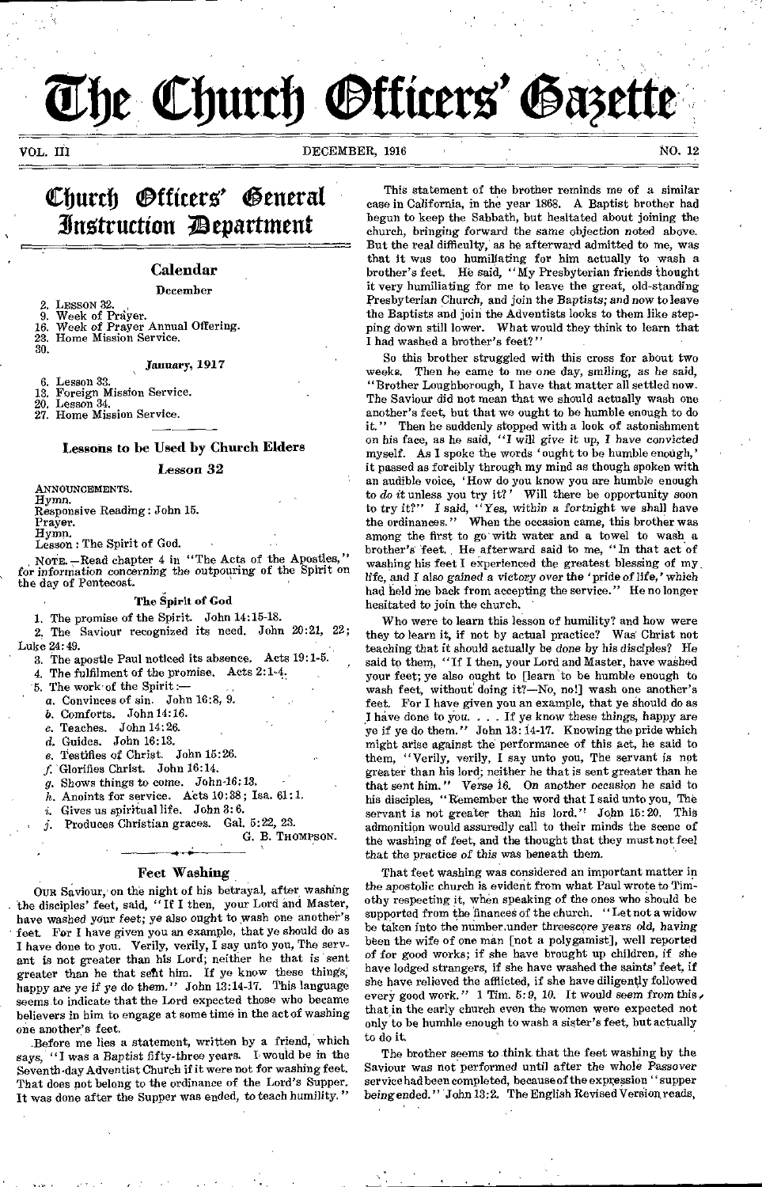# The Church Officers' Gazette

VOL. III DECEMBER, 1916 NO. 12

## Church Officers' General Instruction Department

### Calendar

**December**

2. LESSON 32.
9. Week of Prayer.
16. Week of Prayer Annual Offering.
23. Home Mission Service.
30.

**January, 1917**

6. Lesson 33.
13. Foreign Mission Service.
20. Lesson 34.
27. Home Mission Service.

### Lessons to be Used by Church Elders

#### Lesson 32

ANNOUNCEMENTS.
Hymn.
Responsive Reading: John 15.
Prayer.
Hymn.
Lesson: The Spirit of God.

NOTE.—Read chapter 4 in "The Acts of the Apostles," for information concerning the outpouring of the Spirit on the day of Pentecost.

#### The Spirit of God

1. The promise of the Spirit. John 14:15-18.
2. The Saviour recognized its need. John 20:21, 22; Luke 24:49.
3. The apostle Paul noticed its absence. Acts 19:1-5.
4. The fulfilment of the promise. Acts 2:1-4.
5. The work of the Spirit:—
   a. Convinces of sin. John 16:8, 9.
   b. Comforts. John 14:16.
   c. Teaches. John 14:26.
   d. Guides. John 16:13.
   e. Testifies of Christ. John 15:26.
   f. Glorifies Christ. John 16:14.
   g. Shows things to come. John 16:13.
   h. Anoints for service. Acts 10:38; Isa. 61:1.
   i. Gives us spiritual life. John 3:6.
   j. Produces Christian graces. Gal. 5:22, 23.

G. B. THOMPSON.

### Feet Washing

OUR Saviour, on the night of his betrayal, after washing the disciples' feet, said, "If I then, your Lord and Master, have washed your feet; ye also ought to wash one another's feet. For I have given you an example, that ye should do as I have done to you. Verily, verily, I say unto you, The servant is not greater than his Lord; neither he that is sent greater than he that sent him. If ye know these things, happy are ye if ye do them." John 13:14-17. This language seems to indicate that the Lord expected those who became believers in him to engage at some time in the act of washing one another's feet.

Before me lies a statement, written by a friend, which says, "I was a Baptist fifty-three years. I would be in the Seventh-day Adventist Church if it were not for washing feet. That does not belong to the ordinance of the Lord's Supper. It was done after the Supper was ended, to teach humility."

This statement of the brother reminds me of a similar case in California, in the year 1868. A Baptist brother had begun to keep the Sabbath, but hesitated about joining the church, bringing forward the same objection noted above. But the real difficulty, as he afterward admitted to me, was that it was too humiliating for him actually to wash a brother's feet. He said, "My Presbyterian friends thought it very humiliating for me to leave the great, old-standing Presbyterian Church, and join the Baptists; and now to leave the Baptists and join the Adventists looks to them like stepping down still lower. What would they think to learn that I had washed a brother's feet?"

So this brother struggled with this cross for about two weeks. Then he came to me one day, smiling, as he said, "Brother Loughborough, I have that matter all settled now. The Saviour did not mean that we should actually wash one another's feet, but that we ought to be humble enough to do it." Then he suddenly stopped with a look of astonishment on his face, as he said, "I will give it up, I have convicted myself. As I spoke the words 'ought to be humble enough,' it passed as forcibly through my mind as though spoken with an audible voice, 'How do you know you are humble enough to *do it* unless you try it?' Will there be opportunity soon to try it?" I said, "Yes, within a fortnight we shall have the ordinances." When the occasion came, this brother was among the first to go with water and a towel to wash a brother's feet. He afterward said to me, "In that act of washing his feet I experienced the greatest blessing of my life, and I also gained a victory over the 'pride of life,' which had held me back from accepting the service." He no longer hesitated to join the church.

Who were to learn this lesson of humility? and how were they to learn it, if not by actual practice? Was Christ not teaching that it should actually be done by his disciples? He said to them, "If I then, your Lord and Master, have washed your feet; ye also ought to [learn to be humble enough to wash feet, without doing it?—No, no!] wash one another's feet. For I have given you an example, that ye should do as I have done to you. . . . If ye know these things, happy are ye if ye do them." John 13:14-17. Knowing the pride which might arise against the performance of this act, he said to them, "Verily, verily, I say unto you, The servant is not greater than his lord; neither he that is sent greater than he that sent him." Verse 16. On another occasion he said to his disciples, "Remember the word that I said unto you, The servant is not greater than his lord." John 15:20. This admonition would assuredly call to their minds the scene of the washing of feet, and the thought that they must not feel that the practice of this was beneath them.

That feet washing was considered an important matter in the apostolic church is evident from what Paul wrote to Timothy respecting it, when speaking of the ones who should be supported from the finances of the church. "Let not a widow be taken into the number under threescore years old, having been the wife of one man [not a polygamist], well reported of for good works; if she have brought up children, if she have lodged strangers, if she have washed the saints' feet, if she have relieved the afflicted, if she have diligently followed every good work." 1 Tim. 5:9, 10. It would seem from this, that in the early church even the women were expected not only to be humble enough to wash a sister's feet, but actually to do it.

The brother seems to think that the feet washing by the Saviour was not performed until after the whole Passover service had been completed, because of the expression "supper being ended." John 13:2. The English Revised Version reads,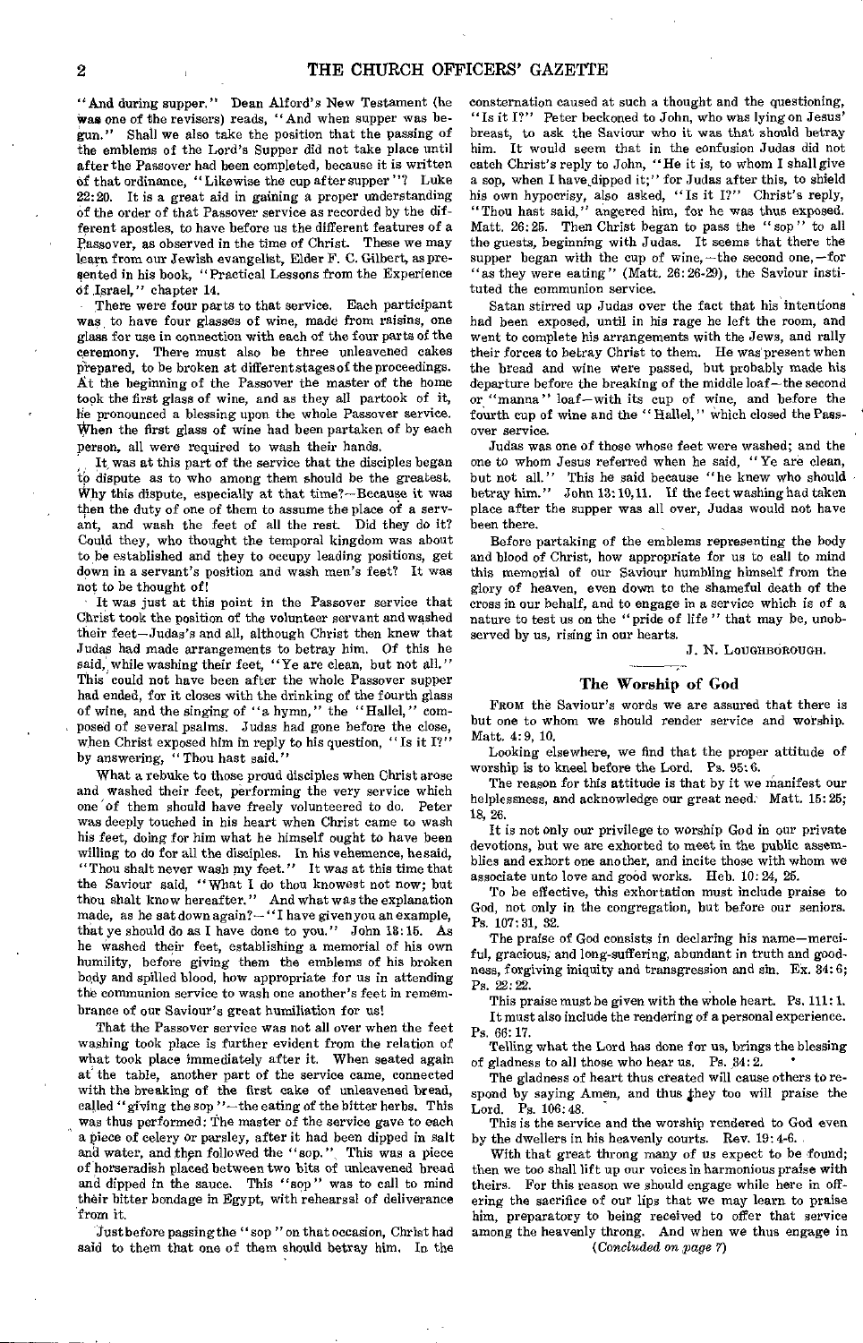"And during supper." Dean Alford's New Testament (he was one of the revisers) reads, "And when supper was begun." Shall we also take the position that the passing of the emblems of the Lord's Supper did not take place until after the Passover had been completed, because it is written of that ordinance, "Likewise the cup after supper"? Luke 22:20. It is a great aid in gaining a proper understanding of the order of that Passover service as recorded by the different apostles, to have before us the different features of a Passover, as observed in the time of Christ. These we may learn from our Jewish evangelist, Elder F. C. Gilbert, as presented in his book, "Practical Lessons from the Experience of Israel," chapter 14.

There were four parts to that service. Each participant was to have four glasses of wine, made from raisins, one glass for use in connection with each of the four parts of the ceremony. There must also be three unleavened cakes prepared, to be broken at different stages of the proceedings. At the beginning of the Passover the master of the home took the first glass of wine, and as they all partook of it, he pronounced a blessing upon the whole Passover service. When the first glass of wine had been partaken of by each person, all were required to wash their hands.

It was at this part of the service that the disciples began to dispute as to who among them should be the greatest. Why this dispute, especially at that time?—Because it was then the duty of one of them to assume the place of a servant, and wash the feet of all the rest. Did they do it? Could they, who thought the temporal kingdom was about to be established and they to occupy leading positions, get down in a servant's position and wash men's feet? It was not to be thought of!

It was just at this point in the Passover service that Christ took the position of the volunteer servant and washed their feet—Judas's and all, although Christ then knew that Judas had made arrangements to betray him. Of this he said, while washing their feet, "Ye are clean, but not all." This could not have been after the whole Passover supper had ended, for it closes with the drinking of the fourth glass of wine, and the singing of "a hymn," the "Hallel," composed of several psalms. Judas had gone before the close, when Christ exposed him in reply to his question, "Is it I?" by answering, "Thou hast said."

What a rebuke to those proud disciples when Christ arose and washed their feet, performing the very service which one of them should have freely volunteered to do. Peter was deeply touched in his heart when Christ came to wash his feet, doing for him what he himself ought to have been willing to do for all the disciples. In his vehemence, he said, "Thou shalt never wash my feet." It was at this time that the Saviour said, "What I do thou knowest not now; but thou shalt know hereafter." And what was the explanation made, as he sat down again?—"I have given you an example, that ye should do as I have done to you." John 13:15. As he washed their feet, establishing a memorial of his own humility, before giving them the emblems of his broken body and spilled blood, how appropriate for us in attending the communion service to wash one another's feet in remembrance of our Saviour's great humiliation for us!

That the Passover service was not all over when the feet washing took place is further evident from the relation of what took place immediately after it. When seated again at the table, another part of the service came, connected with the breaking of the first cake of unleavened bread, called "giving the sop"—the eating of the bitter herbs. This was thus performed: The master of the service gave to each a piece of celery or parsley, after it had been dipped in salt and water, and then followed the "sop." This was a piece of horseradish placed between two bits of unleavened bread and dipped in the sauce. This "sop" was to call to mind their bitter bondage in Egypt, with rehearsal of deliverance from it.

Just before passing the "sop" on that occasion, Christ had said to them that one of them should betray him. In the consternation caused at such a thought and the questioning, "Is it I?" Peter beckoned to John, who was lying on Jesus' breast, to ask the Saviour who it was that should betray him. It would seem that in the confusion Judas did not catch Christ's reply to John, "He it is, to whom I shall give a sop, when I have dipped it;" for Judas after this, to shield his own hypocrisy, also asked, "Is it I?" Christ's reply, "Thou hast said," angered him, for he was thus exposed. Matt. 26:25. Then Christ began to pass the "sop" to all the guests, beginning with Judas. It seems that there the supper began with the cup of wine,—the second one,—for "as they were eating" (Matt. 26:26-29), the Saviour instituted the communion service.

Satan stirred up Judas over the fact that his intentions had been exposed, until in his rage he left the room, and went to complete his arrangements with the Jews, and rally their forces to betray Christ to them. He was present when the bread and wine were passed, but probably made his departure before the breaking of the middle loaf—the second or "manna" loaf—with its cup of wine, and before the fourth cup of wine and the "Hallel," which closed the Passover service.

Judas was one of those whose feet were washed; and the one to whom Jesus referred when he said, "Ye are clean, but not all." This he said because "he knew who should betray him." John 13:10, 11. If the feet washing had taken place after the supper was all over, Judas would not have been there.

Before partaking of the emblems representing the body and blood of Christ, how appropriate for us to call to mind this memorial of our Saviour humbling himself from the glory of heaven, even down to the shameful death of the cross in our behalf, and to engage in a service which is of a nature to test us on the "pride of life" that may be, unobserved by us, rising in our hearts.

J. N. LOUGHBOROUGH.

## The Worship of God

FROM the Saviour's words we are assured that there is but one to whom we should render service and worship. Matt. 4:9, 10.

Looking elsewhere, we find that the proper attitude of worship is to kneel before the Lord. Ps. 95:6.

The reason for this attitude is that by it we manifest our helplessness, and acknowledge our great need. Matt. 15:25; 18, 26.

It is not only our privilege to worship God in our private devotions, but we are exhorted to meet in the public assemblies and exhort one another, and incite those with whom we associate unto love and good works. Heb. 10:24, 25.

To be effective, this exhortation must include praise to God, not only in the congregation, but before our seniors. Ps. 107:31, 32.

The praise of God consists in declaring his name—merciful, gracious, and long-suffering, abundant in truth and goodness, forgiving iniquity and transgression and sin. Ex. 34:6; Ps. 22:22.

This praise must be given with the whole heart. Ps. 111:1.

It must also include the rendering of a personal experience. Ps. 66:17.

Telling what the Lord has done for us, brings the blessing of gladness to all those who hear us. Ps. 34:2.

The gladness of heart thus created will cause others to respond by saying Amen, and thus they too will praise the Lord. Ps. 106:48.

This is the service and the worship rendered to God even by the dwellers in his heavenly courts. Rev. 19:4-6.

With that great throng many of us expect to be found; then we too shall lift up our voices in harmonious praise with theirs. For this reason we should engage while here in offering the sacrifice of our lips that we may learn to praise him, preparatory to being received to offer that service among the heavenly throng. And when we thus engage in

*(Concluded on page 7)*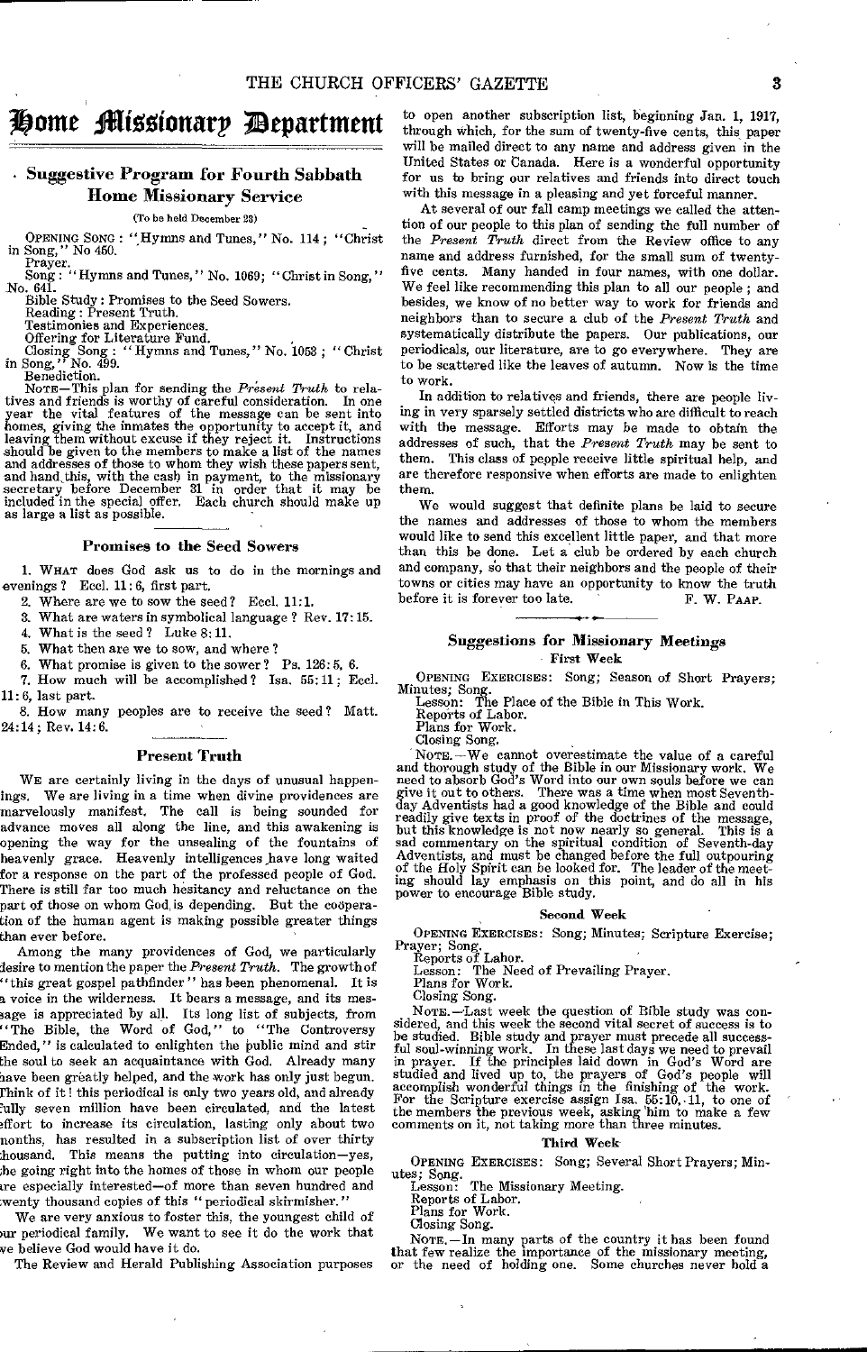# Home Missionary Department

## Suggestive Program for Fourth Sabbath Home Missionary Service

(To be held December 23)

OPENING SONG: "Hymns and Tunes," No. 114; "Christ in Song," No 450.

Prayer.

Song: "Hymns and Tunes," No. 1069; "Christ in Song," No. 641.

Bible Study: Promises to the Seed Sowers.

Reading: Present Truth.

Testimonies and Experiences.

Offering for Literature Fund.

Closing Song: "Hymns and Tunes," No. 1053; "Christ in Song," No. 499.

Benediction.

NOTE—This plan for sending the *Present Truth* to relatives and friends is worthy of careful consideration. In one year the vital features of the message can be sent into homes, giving the inmates the opportunity to accept it, and leaving them without excuse if they reject it. Instructions should be given to the members to make a list of the names and addresses of those to whom they wish these papers sent, and hand this, with the cash in payment, to the missionary secretary before December 31 in order that it may be included in the special offer. Each church should make up as large a list as possible.

### Promises to the Seed Sowers

1. WHAT does God ask us to do in the mornings and evenings? Eccl. 11:6, first part.
2. Where are we to sow the seed? Eccl. 11:1.
3. What are waters in symbolical language? Rev. 17:15.
4. What is the seed? Luke 8:11.
5. What then are we to sow, and where?
6. What promise is given to the sower? Ps. 126:5, 6.
7. How much will be accomplished? Isa. 55:11; Eccl. 11:6, last part.
8. How many peoples are to receive the seed? Matt. 24:14; Rev. 14:6.

### Present Truth

WE are certainly living in the days of unusual happenings. We are living in a time when divine providences are marvelously manifest. The call is being sounded for advance moves all along the line, and this awakening is opening the way for the unsealing of the fountains of heavenly grace. Heavenly intelligences have long waited for a response on the part of the professed people of God. There is still far too much hesitancy and reluctance on the part of those on whom God is depending. But the coöperation of the human agent is making possible greater things than ever before.

Among the many providences of God, we particularly desire to mention the paper the *Present Truth*. The growth of "this great gospel pathfinder" has been phenomenal. It is a voice in the wilderness. It bears a message, and its message is appreciated by all. Its long list of subjects, from "The Bible, the Word of God," to "The Controversy Ended," is calculated to enlighten the public mind and stir the soul to seek an acquaintance with God. Already many have been greatly helped, and the work has only just begun. Think of it! this periodical is only two years old, and already fully seven million have been circulated, and the latest effort to increase its circulation, lasting only about two months, has resulted in a subscription list of over thirty thousand. This means the putting into circulation—yes, the going right into the homes of those in whom our people are especially interested—of more than seven hundred and twenty thousand copies of this "periodical skirmisher."

We are very anxious to foster this, the youngest child of our periodical family. We want to see it do the work that we believe God would have it do.

The Review and Herald Publishing Association purposes to open another subscription list, beginning Jan. 1, 1917, through which, for the sum of twenty-five cents, this paper will be mailed direct to any name and address given in the United States or Canada. Here is a wonderful opportunity for us to bring our relatives and friends into direct touch with this message in a pleasing and yet forceful manner.

At several of our fall camp meetings we called the attention of our people to this plan of sending the full number of the *Present Truth* direct from the Review office to any name and address furnished, for the small sum of twenty-five cents. Many handed in four names, with one dollar. We feel like recommending this plan to all our people; and besides, we know of no better way to work for friends and neighbors than to secure a club of the *Present Truth* and systematically distribute the papers. Our publications, our periodicals, our literature, are to go everywhere. They are to be scattered like the leaves of autumn. Now is the time to work.

In addition to relatives and friends, there are people living in very sparsely settled districts who are difficult to reach with the message. Efforts may be made to obtain the addresses of such, that the *Present Truth* may be sent to them. This class of people receive little spiritual help, and are therefore responsive when efforts are made to enlighten them.

We would suggest that definite plans be laid to secure the names and addresses of those to whom the members would like to send this excellent little paper, and that more than this be done. Let a club be ordered by each church and company, so that their neighbors and the people of their towns or cities may have an opportunity to know the truth before it is forever too late.

F. W. PAAP.

## Suggestions for Missionary Meetings

### First Week

OPENING EXERCISES: Song; Season of Short Prayers; Minutes; Song.

Lesson: The Place of the Bible in This Work.

Reports of Labor.

Plans for Work.

Closing Song.

NOTE.—We cannot overestimate the value of a careful and thorough study of the Bible in our Missionary work. We need to absorb God's Word into our own souls before we can give it out to others. There was a time when most Seventh-day Adventists had a good knowledge of the Bible and could readily give texts in proof of the doctrines of the message, but this knowledge is not now nearly so general. This is a sad commentary on the spiritual condition of Seventh-day Adventists, and must be changed before the full outpouring of the Holy Spirit can be looked for. The leader of the meeting should lay emphasis on this point, and do all in his power to encourage Bible study.

### Second Week

OPENING EXERCISES: Song; Minutes; Scripture Exercise; Prayer; Song.

Reports of Labor.

Lesson: The Need of Prevailing Prayer.

Plans for Work.

Closing Song.

NOTE.—Last week the question of Bible study was considered, and this week the second vital secret of success is to be studied. Bible study and prayer must precede all successful soul-winning work. In these last days we need to prevail in prayer. If the principles laid down in God's Word are studied and lived up to, the prayers of God's people will accomplish wonderful things in the finishing of the work. For the Scripture exercise assign Isa. 55:10, 11, to one of the members the previous week, asking him to make a few comments on it, not taking more than three minutes.

### Third Week

OPENING EXERCISES: Song; Several Short Prayers; Minutes; Song.

Lesson: The Missionary Meeting.

Reports of Labor.

Plans for Work.

Closing Song.

NOTE.—In many parts of the country it has been found that few realize the importance of the missionary meeting, or the need of holding one. Some churches never hold a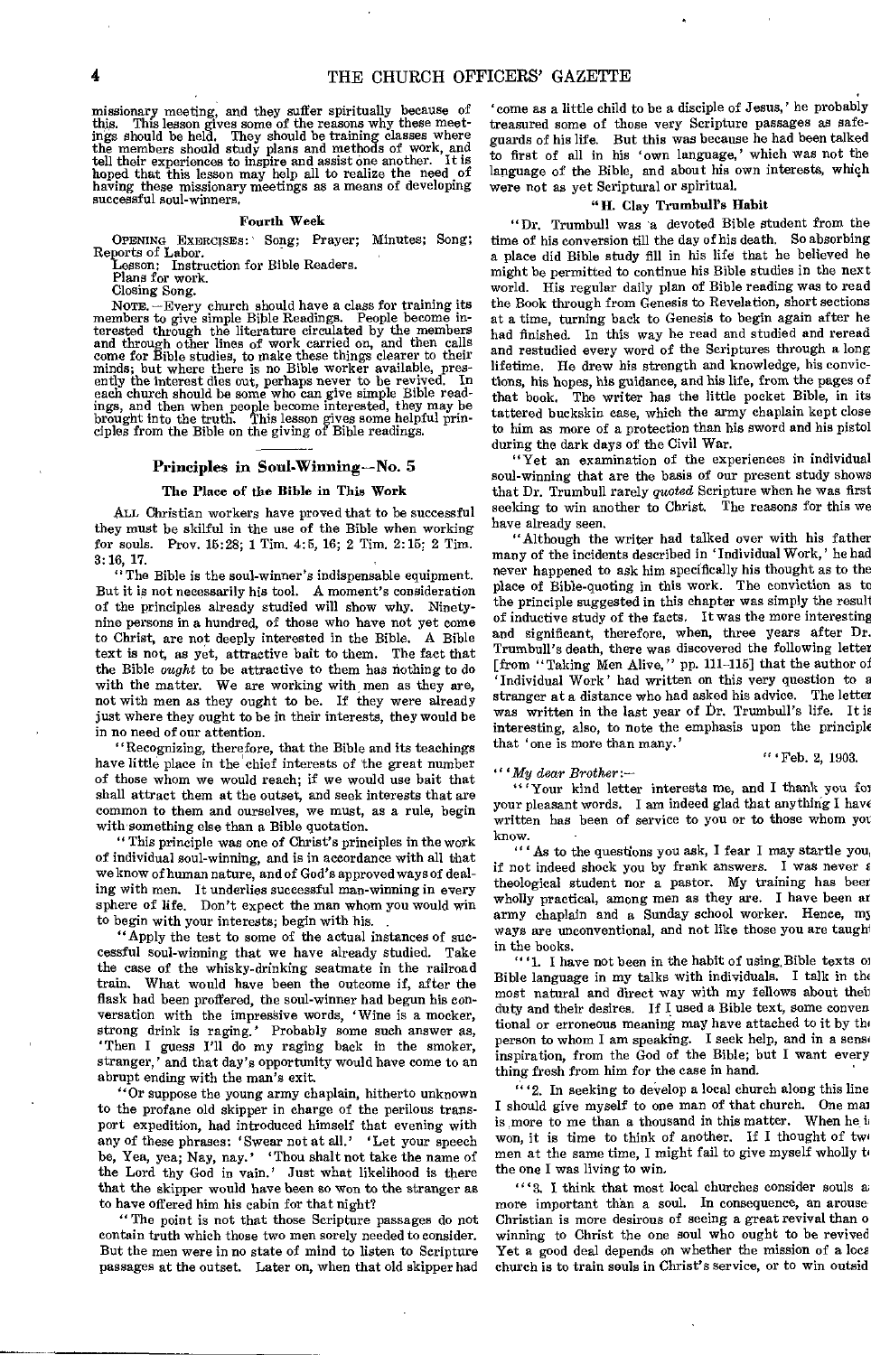missionary meeting, and they suffer spiritually because of this. This lesson gives some of the reasons why these meetings should be held. They should be training classes where the members should study plans and methods of work, and tell their experiences to inspire and assist one another. It is hoped that this lesson may help all to realize the need of having these missionary meetings as a means of developing successful soul-winners.

#### Fourth Week

OPENING EXERCISES: Song; Prayer; Minutes; Song; Reports of Labor.
Lesson: Instruction for Bible Readers.
Plans for work.
Closing Song.

NOTE.—Every church should have a class for training its members to give simple Bible Readings. People become interested through the literature circulated by the members and through other lines of work carried on, and then calls come for Bible studies, to make these things clearer to their minds; but where there is no Bible worker available, presently the interest dies out, perhaps never to be revived. In each church should be some who can give simple Bible readings, and then when people become interested, they may be brought into the truth. This lesson gives some helpful principles from the Bible on the giving of Bible readings.

## Principles in Soul-Winning—No. 5

### The Place of the Bible in This Work

ALL Christian workers have proved that to be successful they must be skilful in the use of the Bible when working for souls. Prov. 15:28; 1 Tim. 4:5, 16; 2 Tim. 2:15; 2 Tim. 3:16, 17.

"The Bible is the soul-winner's indispensable equipment. But it is not necessarily his tool. A moment's consideration of the principles already studied will show why. Ninety-nine persons in a hundred, of those who have not yet come to Christ, are not deeply interested in the Bible. A Bible text is not, as yet, attractive bait to them. The fact that the Bible *ought* to be attractive to them has nothing to do with the matter. We are working with men as they are, not with men as they ought to be. If they were already just where they ought to be in their interests, they would be in no need of our attention.

"Recognizing, therefore, that the Bible and its teachings have little place in the chief interests of the great number of those whom we would reach; if we would use bait that shall attract them at the outset, and seek interests that are common to them and ourselves, we must, as a rule, begin with something else than a Bible quotation.

"This principle was one of Christ's principles in the work of individual soul-winning, and is in accordance with all that we know of human nature, and of God's approved ways of dealing with men. It underlies successful man-winning in every sphere of life. Don't expect the man whom you would win to begin with your interests; begin with his.

"Apply the test to some of the actual instances of successful soul-winning that we have already studied. Take the case of the whisky-drinking seatmate in the railroad train. What would have been the outcome if, after the flask had been proffered, the soul-winner had begun his conversation with the impressive words, 'Wine is a mocker, strong drink is raging.' Probably some such answer as, 'Then I guess I'll do my raging back in the smoker, stranger,' and that day's opportunity would have come to an abrupt ending with the man's exit.

"Or suppose the young army chaplain, hitherto unknown to the profane old skipper in charge of the perilous transport expedition, had introduced himself that evening with any of these phrases: 'Swear not at all.' 'Let your speech be, Yea, yea; Nay, nay.' 'Thou shalt not take the name of the Lord thy God in vain.' Just what likelihood is there that the skipper would have been so won to the stranger as to have offered him his cabin for that night?

"The point is not that those Scripture passages do not contain truth which those two men sorely needed to consider. But the men were in no state of mind to listen to Scripture passages at the outset. Later on, when that old skipper had 'come as a little child to be a disciple of Jesus,' he probably treasured some of those very Scripture passages as safeguards of his life. But this was because he had been talked to first of all in his 'own language,' which was not the language of the Bible, and about his own interests, which were not as yet Scriptural or spiritual.

### "H. Clay Trumbull's Habit

"Dr. Trumbull was a devoted Bible student from the time of his conversion till the day of his death. So absorbing a place did Bible study fill in his life that he believed he might be permitted to continue his Bible studies in the next world. His regular daily plan of Bible reading was to read the Book through from Genesis to Revelation, short sections at a time, turning back to Genesis to begin again after he had finished. In this way he read and studied and reread and restudied every word of the Scriptures through a long lifetime. He drew his strength and knowledge, his convictions, his hopes, his guidance, and his life, from the pages of that book. The writer has the little pocket Bible, in its tattered buckskin case, which the army chaplain kept close to him as more of a protection than his sword and his pistol during the dark days of the Civil War.

"Yet an examination of the experiences in individual soul-winning that are the basis of our present study shows that Dr. Trumbull rarely *quoted* Scripture when he was first seeking to win another to Christ. The reasons for this we have already seen.

"Although the writer had talked over with his father many of the incidents described in 'Individual Work,' he had never happened to ask him specifically his thought as to the place of Bible-quoting in this work. The conviction as to the principle suggested in this chapter was simply the result of inductive study of the facts. It was the more interesting and significant, therefore, when, three years after Dr. Trumbull's death, there was discovered the following letter [from "Taking Men Alive," pp. 111-115] that the author of 'Individual Work' had written on this very question to a stranger at a distance who had asked his advice. The letter was written in the last year of Dr. Trumbull's life. It is interesting, also, to note the emphasis upon the principle that 'one is more than many.'

"'Feb. 2, 1903.

"'*My dear Brother*:—

"'Your kind letter interests me, and I thank you for your pleasant words. I am indeed glad that anything I have written has been of service to you or to those whom you know.

"'As to the questions you ask, I fear I may startle you, if not indeed shock you by frank answers. I was never a theological student nor a pastor. My training has been wholly practical, among men as they are. I have been an army chaplain and a Sunday school worker. Hence, my ways are unconventional, and not like those you are taught in the books.

"'1. I have not been in the habit of using Bible texts or Bible language in my talks with individuals. I talk in the most natural and direct way with my fellows about their duty and their desires. If I used a Bible text, some conventional or erroneous meaning may have attached to it by the person to whom I am speaking. I seek help, and in a sense inspiration, from the God of the Bible; but I want everything fresh from him for the case in hand.

"'2. In seeking to develop a local church along this line I should give myself to one man of that church. One man is more to me than a thousand in this matter. When he is won, it is time to think of another. If I thought of two men at the same time, I might fail to give myself wholly to the one I was living to win.

"'3. I think that most local churches consider souls as more important than a soul. In consequence, an aroused Christian is more desirous of seeing a great revival than of winning to Christ the one soul who ought to be revived. Yet a good deal depends on whether the mission of a local church is to train souls in Christ's service, or to win outside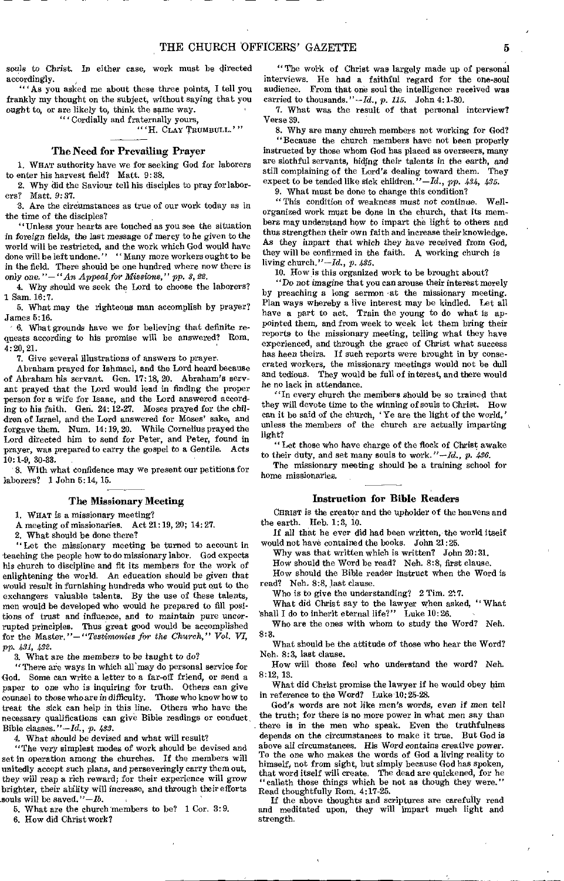souls to Christ. In either case, work must be directed accordingly.

"'As you asked me about these three points, I tell you frankly my thought on the subject, without saying that you ought to, or are likely to, think the same way.

"'Cordially and fraternally yours,

"'H. CLAY TRUMBULL.'"

## The Need for Prevailing Prayer

1. WHAT authority have we for seeking God for laborers to enter his harvest field? Matt. 9:38.

2. Why did the Saviour tell his disciples to pray for laborers? Matt. 9:37.

3. Are the circumstances as true of our work today as in the time of the disciples?

"Unless your hearts are touched as you see the situation in foreign fields, the last message of mercy to be given to the world will be restricted, and the work which God would have done will be left undone." "Many more workers ought to be in the field. There should be one hundred where now there is only one."—"*An Appeal for Missions*," *pp. 3, 22.*

4. Why should we seek the Lord to choose the laborers? 1 Sam. 16:7.

5. What may the righteous man accomplish by prayer? James 5:16.

6. What grounds have we for believing that definite requests according to his promise will be answered? Rom. 4:20, 21.

7. Give several illustrations of answers to prayer.

Abraham prayed for Ishmael, and the Lord heard because of Abraham his servant. Gen. 17:18, 20. Abraham's servant prayed that the Lord would lead in finding the proper person for a wife for Isaac, and the Lord answered according to his faith. Gen. 24:12-27. Moses prayed for the children of Israel, and the Lord answered for Moses' sake, and forgave them. Num. 14:19, 20. While Cornelius prayed the Lord directed him to send for Peter, and Peter, found in prayer, was prepared to carry the gospel to a Gentile. Acts 10:1-9, 30-33.

8. With what confidence may we present our petitions for laborers? 1 John 5:14, 15.

## The Missionary Meeting

1. WHAT is a missionary meeting?

A meeting of missionaries. Act 21:19, 20; 14:27.

2. What should be done there?

"Let the missionary meeting be turned to account in teaching the people how to do missionary labor. God expects his church to discipline and fit its members for the work of enlightening the world. An education should be given that would result in furnishing hundreds who would put out to the exchangers valuable talents. By the use of these talents, men would be developed who would be prepared to fill positions of trust and influence, and to maintain pure uncorrupted principles. Thus great good would be accomplished for the Master."—"*Testimonies for the Church*," *Vol. VI, pp. 431, 432.*

3. What are the members to be taught to do?

"There are ways in which all may do personal service for God. Some can write a letter to a far-off friend, or send a paper to one who is inquiring for truth. Others can give counsel to those who are in difficulty. Those who know how to treat the sick can help in this line. Others who have the necessary qualifications can give Bible readings or conduct Bible classes."—*Id., p. 433.*

4. What should be devised and what will result?

"The very simplest modes of work should be devised and set in operation among the churches. If the members will unitedly accept such plans, and perseveringly carry them out, they will reap a rich reward; for their experience will grow brighter, their ability will increase, and through their efforts souls will be saved."—*Ib.*

5. What are the church members to be? 1 Cor. 3:9.

6. How did Christ work?

"The work of Christ was largely made up of personal interviews. He had a faithful regard for the one-soul audience. From that one soul the intelligence received was carried to thousands."—*Id., p. 115.* John 4:1-30.

7. What was the result of that personal interview? Verse 39.

8. Why are many church members not working for God?

"Because the church members have not been properly instructed by those whom God has placed as overseers, many are slothful servants, hiding their talents in the earth, and still complaining of the Lord's dealing toward them. They expect to be tended like sick children."—*Id., pp. 434, 435.*

9. What must be done to change this condition?

"This condition of weakness must not continue. Well-organized work must be done in the church, that its members may understand how to impart the light to others and thus strengthen their own faith and increase their knowledge. As they impart that which they have received from God, they will be confirmed in the faith. A working church is living church."—*Id., p. 435.*

10. How is this organized work to be brought about?

"Do not imagine that you can arouse their interest merely by preaching a long sermon at the missionary meeting. Plan ways whereby a live interest may be kindled. Let all have a part to act. Train the young to do what is appointed them, and from week to week let them bring their reports to the missionary meeting, telling what they have experienced, and through the grace of Christ what success has been theirs. If such reports were brought in by consecrated workers, the missionary meetings would not be dull and tedious. They would be full of interest, and there would be no lack in attendance.

"In every church the members should be so trained that they will devote time to the winning of souls to Christ. How can it be said of the church, 'Ye are the light of the world,' unless the members of the church are actually imparting light?

"Let those who have charge of the flock of Christ awake to their duty, and set many souls to work."—*Id., p. 436.*

The missionary meeting should be a training school for home missionaries.

## Instruction for Bible Readers

CHRIST is the creator and the upholder of the heavens and the earth. Heb. 1:3, 10.

If all that he ever did had been written, the world itself would not have contained the books. John 21:25.

Why was that written which is written? John 20:31.

How should the Word be read? Neh. 8:8, first clause.

How should the Bible reader instruct when the Word is read? Neh. 8:8, last clause.

Who is to give the understanding? 2 Tim. 2:7.

What did Christ say to the lawyer when asked, "What shall I do to inherit eternal life?" Luke 10:26.

Who are the ones with whom to study the Word? Neh. 8:3.

What should be the attitude of those who hear the Word? Neh. 8:3, last clause.

How will those feel who understand the word? Neh. 8:12, 13.

What did Christ promise the lawyer if he would obey him in reference to the Word? Luke 10:25-28.

God's words are not like men's words, even if men tell the truth; for there is no more power in what men say than there is in the men who speak. Even the truthfulness depends on the circumstances to make it true. But God is above all circumstances. His Word contains creative power. To the one who makes the words of God a living reality to himself, not from sight, but simply because God has spoken, that word itself will create. The dead are quickened, for he "calleth those things which be not as though they were." Read thoughtfully Rom. 4:17-25.

If the above thoughts and scriptures are carefully read and meditated upon, they will impart much light and strength.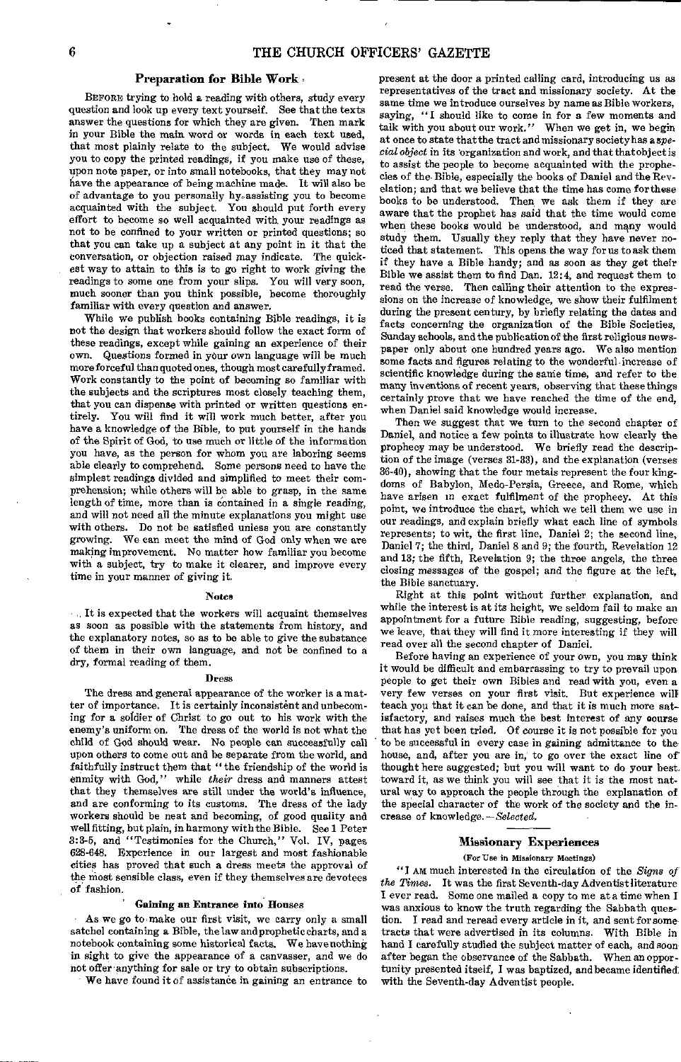## Preparation for Bible Work

Before trying to hold a reading with others, study every question and look up every text yourself. See that the texts answer the questions for which they are given. Then mark in your Bible the main word or words in each text used, that most plainly relate to the subject. We would advise you to copy the printed readings, if you make use of these, upon note paper, or into small notebooks, that they may not have the appearance of being machine made. It will also be of advantage to you personally by assisting you to become acquainted with the subject. You should put forth every effort to become so well acquainted with your readings as not to be confined to your written or printed questions; so that you can take up a subject at any point in it that the conversation, or objection raised may indicate. The quickest way to attain to this is to go right to work giving the readings to some one from your slips. You will very soon, much sooner than you think possible, become thoroughly familiar with every question and answer.

While we publish books containing Bible readings, it is not the design that workers should follow the exact form of these readings, except while gaining an experience of their own. Questions formed in your own language will be much more forceful than quoted ones, though most carefully framed. Work constantly to the point of becoming so familiar with the subjects and the scriptures most closely teaching them, that you can dispense with printed or written questions entirely. You will find it will work much better, after you have a knowledge of the Bible, to put yourself in the hands of the Spirit of God, to use much or little of the information you have, as the person for whom you are laboring seems able clearly to comprehend. Some persons need to have the simplest readings divided and simplified to meet their comprehension; while others will be able to grasp, in the same length of time, more than is contained in a single reading, and will not need all the minute explanations you might use with others. Do not be satisfied unless you are constantly growing. We can meet the mind of God only when we are making improvement. No matter how familiar you become with a subject, try to make it clearer, and improve every time in your manner of giving it.

### Notes

It is expected that the workers will acquaint themselves as soon as possible with the statements from history, and the explanatory notes, so as to be able to give the substance of them in their own language, and not be confined to a dry, formal reading of them.

### Dress

The dress and general appearance of the worker is a matter of importance. It is certainly inconsistent and unbecoming for a soldier of Christ to go out to his work with the enemy's uniform on. The dress of the world is not what the child of God should wear. No people can successfully call upon others to come out and be separate from the world, and faithfully instruct them that "the friendship of the world is enmity with God," while *their* dress and manners attest that they themselves are still under the world's influence, and are conforming to its customs. The dress of the lady workers should be neat and becoming, of good quality and well fitting, but plain, in harmony with the Bible. See 1 Peter 3:3-5, and "Testimonies for the Church," Vol. IV, pages 628-648. Experience in our largest and most fashionable cities has proved that such a dress meets the approval of the most sensible class, even if they themselves are devotees of fashion.

### Gaining an Entrance into Houses

As we go to make our first visit, we carry only a small satchel containing a Bible, the law and prophetic charts, and a notebook containing some historical facts. We have nothing in sight to give the appearance of a canvasser, and we do not offer anything for sale or try to obtain subscriptions.

We have found it of assistance in gaining an entrance to present at the door a printed calling card, introducing us as representatives of the tract and missionary society. At the same time we introduce ourselves by name as Bible workers, saying, "I should like to come in for a few moments and talk with you about our work." When we get in, we begin at once to state that the tract and missionary society has a *special object* in its organization and work, and that that object is to assist the people to become acquainted with the prophecies of the Bible, especially the books of Daniel and the Revelation; and that we believe that the time has come for these books to be understood. Then we ask them if they are aware that the prophet has said that the time would come when these books would be understood, and many would study them. Usually they reply that they have never noticed that statement. This opens the way for us to ask them if they have a Bible handy; and as soon as they get their Bible we assist them to find Dan. 12:4, and request them to read the verse. Then calling their attention to the expressions on the increase of knowledge, we show their fulfilment during the present century, by briefly relating the dates and facts concerning the organization of the Bible Societies, Sunday schools, and the publication of the first religious newspaper only about one hundred years ago. We also mention some facts and figures relating to the wonderful increase of scientific knowledge during the same time, and refer to the many inventions of recent years, observing that these things certainly prove that we have reached the time of the end, when Daniel said knowledge would increase.

Then we suggest that we turn to the second chapter of Daniel, and notice a few points to illustrate how clearly the prophecy may be understood. We briefly read the description of the image (verses 31-33), and the explanation (verses 36-40), showing that the four metals represent the four kingdoms of Babylon, Medo-Persia, Greece, and Rome, which have arisen in exact fulfilment of the prophecy. At this point, we introduce the chart, which we tell them we use in our readings, and explain briefly what each line of symbols represents; to wit, the first line, Daniel 2; the second line, Daniel 7; the third, Daniel 8 and 9; the fourth, Revelation 12 and 13; the fifth, Revelation 9; the three angels, the three closing messages of the gospel; and the figure at the left, the Bible sanctuary.

Right at this point without further explanation, and while the interest is at its height, we seldom fail to make an appointment for a future Bible reading, suggesting, before we leave, that they will find it more interesting if they will read over all the second chapter of Daniel.

Before having an experience of your own, you may think it would be difficult and embarrassing to try to prevail upon people to get their own Bibles and read with you, even a very few verses on your first visit. But experience will teach you that it can be done, and that it is much more satisfactory, and raises much the best interest of any course that has yet been tried. Of course it is not possible for you to be successful in every case in gaining admittance to the house, and, after you are in, to go over the exact line of thought here suggested; but you will want to do your best toward it, as we think you will see that it is the most natural way to approach the people through the explanation of the special character of the work of the society and the increase of knowledge.—*Selected.*

## Missionary Experiences

(For Use in Missionary Meetings)

"I am much interested in the circulation of the *Signs of the Times.* It was the first Seventh-day Adventist literature I ever read. Some one mailed a copy to me at a time when I was anxious to know the truth regarding the Sabbath question. I read and reread every article in it, and sent for some tracts that were advertised in its columns. With Bible in hand I carefully studied the subject matter of each, and soon after began the observance of the Sabbath. When an opportunity presented itself, I was baptized, and became identified with the Seventh-day Adventist people.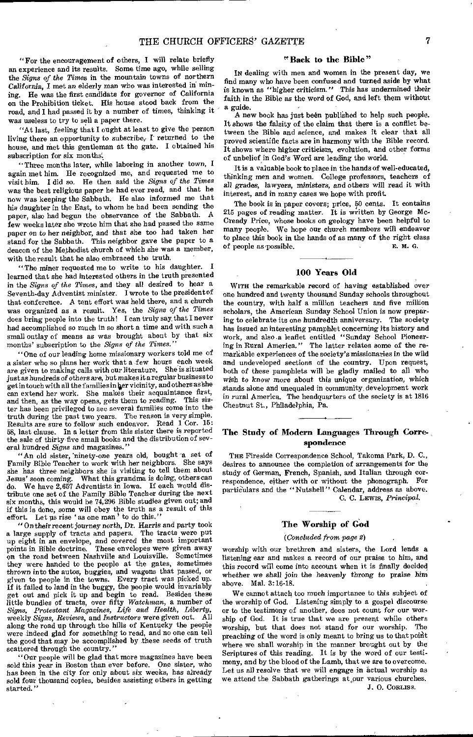"For the encouragement of others, I will relate briefly an experience and its results. Some time ago, while selling the *Signs of the Times* in the mountain towns of northern California, I met an elderly man who was interested in mining. He was the first candidate for governor of California on the Prohibition ticket. His house stood back from the road, and I had passed it by a number of times, thinking it was useless to try to sell a paper there.

"At last, feeling that I ought at least to give the person living there an opportunity to subscribe, I returned to the house, and met this gentleman at the gate. I obtained his subscription for six months.

"Three months later, while laboring in another town, I again met him. He recognized me, and requested me to visit him. I did so. He then said the *Signs of the Times* was the best religious paper he had ever read, and that he now was keeping the Sabbath. He also informed me that his daughter in the East, to whom he had been sending the paper, also had begun the observance of the Sabbath. A few weeks later she wrote him that she had passed the same paper on to her neighbor, and that she too had taken her stand for the Sabbath. This neighbor gave the paper to a deacon of the Methodist church of which she was a member, with the result that he also embraced the truth.

"The miner requested me to write to his daughter. I learned that she had interested others in the truth presented in the *Signs of the Times*, and they all desired to hear a Seventh-day Adventist minister. I wrote to the president of that conference. A tent effort was held there, and a church was organized as a result. Yes, the *Signs of the Times* does bring people into the truth! I can truly say that I never had accomplished so much in so short a time and with such a small outlay of means as was brought about by that six months' subscription to the *Signs of the Times*."

"One of our leading home missionary workers told me of a sister who so plans her work that a few hours each week are given to making calls with our literature. She is situated just as hundreds of others are, but makes it a regular business to get in touch with all the families in her vicinity, and others as she can extend her work. She makes their acquaintance first, and then, as the way opens, gets them to reading. This sister has been privileged to see several families come into the truth during the past two years. The reason is very simple. Results are sure to follow such endeavor. Read 1 Cor. 15: 58, last clause. In a letter from this sister there is reported the sale of thirty-five small books and the distribution of several hundred *Signs* and magazines."

"An old sister, ninety-one years old, bought a set of Family Bible Teacher to work with her neighbors. She says she has three neighbors she is visiting to tell them about Jesus' soon coming. What this grandma is doing, others can do. We have 2,657 Adventists in Iowa. If each would distribute one set of the Family Bible Teacher during the next six months, this would be 74,296 Bible studies given out; and if this is done, some will obey the truth as a result of this effort. Let us rise 'as one man' to do this."

"On their recent journey north, Dr. Harris and party took a large supply of tracts and papers. The tracts were put up eight in an envelope, and covered the most important points in Bible doctrine. These envelopes were given away on the road between Nashville and Louisville. Sometimes they were handed to the people at the gates, sometimes thrown into the autos, buggies, and wagons that passed, or given to people in the towns. Every tract was picked up. If it failed to land in the buggy, the people would invariably get out and pick it up and begin to read. Besides these little bundles of tracts, over fifty *Watchman*, a number of *Signs*, *Protestant Magazines*, *Life and Health*, *Liberty*, weekly *Signs*, *Reviews*, and *Instructors* were given out. All along the road up through the hills of Kentucky the people were indeed glad for something to read, and no one can tell the good that may be accomplished by these seeds of truth scattered through the country."

"Our people will be glad that more magazines have been sold this year in Boston than ever before. One sister, who has been in the city for only about six weeks, has already sold four thousand copies, besides assisting others in getting started."

## "Back to the Bible"

In dealing with men and women in the present day, we find many who have been confused and turned aside by what is known as "higher criticism." This has undermined their faith in the Bible as the word of God, and left them without a guide.

A new book has just been published to help such people. It shows the falsity of the claim that there is a conflict between the Bible and science, and makes it clear that all proved scientific facts are in harmony with the Bible record. It shows where higher criticism, evolution, and other forms of unbelief in God's Word are leading the world.

It is a valuable book to place in the hands of well-educated, thinking men and women. College professors, teachers of all grades, lawyers, ministers, and others will read it with interest, and in many cases we hope with profit.

The book is in paper covers; price, 50 cents. It contains 215 pages of reading matter. It is written by George McCready Price, whose books on geology have been helpful to many people. We hope our church members will endeavor to place this book in the hands of as many of the right class of people as possible.

E. M. G.

## 100 Years Old

With the remarkable record of having established over one hundred and twenty thousand Sunday schools throughout the country, with half a million teachers and five million scholars, the American Sunday School Union is now preparing to celebrate its one hundredth anniversary. The society has issued an interesting pamphlet concerning its history and work, and also a leaflet entitled "Sunday School Pioneering in Rural America." The latter relates some of the remarkable experiences of the society's missionaries in the wild and undeveloped sections of the country. Upon request, both of these pamphlets will be gladly mailed to all who wish to know more about this unique organization, which stands alone and unequaled in community development work in rural America. The headquarters of the society is at 1816 Chestnut St., Philadelphia, Pa.

## The Study of Modern Languages Through Correspondence

The Fireside Correspondence School, Takoma Park, D. C., desires to announce the completion of arrangements for the study of German, French, Spanish, and Italian through correspondence, either with or without the phonograph. For particulars and the "Nutshell" Calendar, address as above.

C. C. Lewis, *Principal.*

## The Worship of God

*(Concluded from page 2)*

worship with our brethren and sisters, the Lord lends a listening ear and makes a record of our praise to him, and this record will come into account when it is finally decided whether we shall join the heavenly throng to praise him above. Mal. 3:16-18.

We cannot attach too much importance to this subject of the worship of God. Listening simply to a gospel discourse or to the testimony of another, does not count for our worship of God. It is true that we are present while others worship, but that does not stand for our worship. The preaching of the word is only meant to bring us to that point where we shall worship in the manner brought out by the Scriptures of this reading. It is by the word of our testimony, and by the blood of the Lamb, that we are to overcome. Let us all resolve that we will engage in actual worship as we attend the Sabbath gatherings at our various churches.

J. O. Corliss.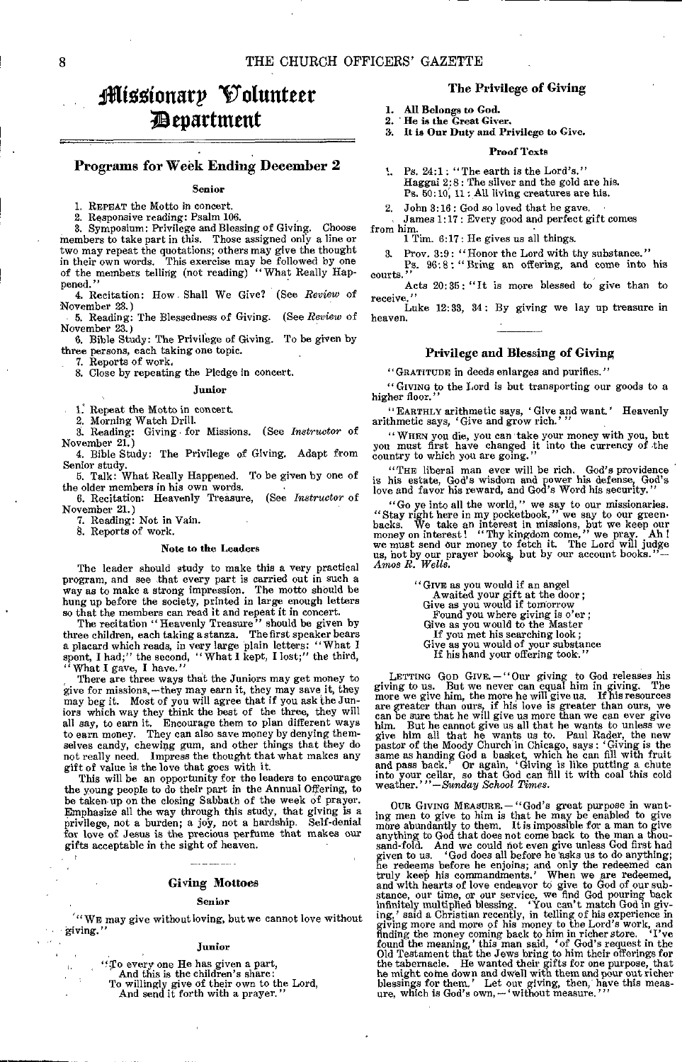# Missionary Volunteer Department

## Programs for Week Ending December 2

### Senior

1. REPEAT the Motto in concert.
2. Responsive reading: Psalm 106.
3. Symposium: Privilege and Blessing of Giving. Choose members to take part in this. Those assigned only a line or two may repeat the quotations; others may give the thought in their own words. This exercise may be followed by one of the members telling (not reading) "What Really Happened."
4. Recitation: How Shall We Give? (See *Review* of November 23.)
5. Reading: The Blessedness of Giving. (See *Review* of November 23.)
6. Bible Study: The Privilege of Giving. To be given by three persons, each taking one topic.
7. Reports of work.
8. Close by repeating the Pledge in concert.

### Junior

1. Repeat the Motto in concert.
2. Morning Watch Drill.
3. Reading: Giving for Missions. (See *Instructor* of November 21.)
4. Bible Study: The Privilege of Giving. Adapt from Senior study.
5. Talk: What Really Happened. To be given by one of the older members in his own words.
6. Recitation: Heavenly Treasure, (See *Instructor* of November 21.)
7. Reading: Not in Vain.
8. Reports of work.

### Note to the Leaders

The leader should study to make this a very practical program, and see that every part is carried out in such a way as to make a strong impression. The motto should be hung up before the society, printed in large enough letters so that the members can read it and repeat it in concert.

The recitation "Heavenly Treasure" should be given by three children, each taking a stanza. The first speaker bears a placard which reads, in very large plain letters: "What I spent, I had;" the second, "What I kept, I lost;" the third, "What I gave, I have."

There are three ways that the Juniors may get money to give for missions,—they may earn it, they may save it, they may beg it. Most of you will agree that if you ask the Juniors which way they think the best of the three, they will all say, to earn it. Encourage them to plan different ways to earn money. They can also save money by denying themselves candy, chewing gum, and other things that they do not really need. Impress the thought that what makes any gift of value is the love that goes with it.

This will be an opportunity for the leaders to encourage the young people to do their part in the Annual Offering, to be taken up on the closing Sabbath of the week of prayer. Emphasize all the way through this study, that giving is a privilege, not a burden; a joy, not a hardship. Self-denial for love of Jesus is the precious perfume that makes our gifts acceptable in the sight of heaven.

## Giving Mottoes

### Senior

"WE may give without loving, but we cannot love without giving."

### Junior

"To every one He has given a part,
And this is the children's share:
To willingly give of their own to the Lord,
And send it forth with a prayer."

## The Privilege of Giving

1. **All Belongs to God.**
2. **He is the Great Giver.**
3. **It is Our Duty and Privilege to Give.**

### Proof Texts

1. Ps. 24:1: "The earth is the Lord's."
   Haggai 2:8: The silver and the gold are his.
   Ps. 50:10, 11: All living creatures are his.
2. John 3:16: God so loved that he gave.
   James 1:17: Every good and perfect gift comes from him.
   1 Tim. 6:17: He gives us all things.
3. Prov. 3:9: "Honor the Lord with thy substance."
   Ps. 96:8: "Bring an offering, and come into his courts."
   Acts 20:35: "It is more blessed to give than to receive."
   Luke 12:33, 34: By giving we lay up treasure in heaven.

## Privilege and Blessing of Giving

"GRATITUDE in deeds enlarges and purifies."

"GIVING to the Lord is but transporting our goods to a higher floor."

"EARTHLY arithmetic says, 'Give and want.' Heavenly arithmetic says, 'Give and grow rich.'"

"WHEN you die, you can take your money with you, but you must first have changed it into the currency of the country to which you are going."

"THE liberal man ever will be rich. God's providence is his estate, God's wisdom and power his defense, God's love and favor his reward, and God's Word his security."

"Go ye into all the world," we say to our missionaries. "Stay right here in my pocketbook," we say to our greenbacks. We take an interest in missions, but we keep our money on interest! "Thy kingdom come," we pray. Ah! we must send our money to fetch it. The Lord will judge us, not by our prayer books, but by our account books."—*Amos R. Wells.*

"GIVE as you would if an angel
Awaited your gift at the door;
Give as you would if tomorrow
Found you where giving is o'er;
Give as you would to the Master
If you met his searching look;
Give as you would of your substance
If his hand your offering took."

LETTING GOD GIVE.—"Our giving to God releases his giving to us. But we never can equal him in giving. The more we give him, the more he will give us. If his resources are greater than ours, if his love is greater than ours, we can be sure that he will give us more than we can ever give him. But he cannot give us all that he wants to unless we give him all that he wants us to. Paul Rader, the new pastor of the Moody Church in Chicago, says: 'Giving is the same as handing God a basket, which he can fill with fruit and pass back.' Or again, 'Giving is like putting a chute into your cellar, so that God can fill it with coal this cold weather.'"—*Sunday School Times.*

OUR GIVING MEASURE.—"God's great purpose in wanting men to give to him is that he may be enabled to give more abundantly to them. It is impossible for a man to give anything to God that does not come back to the man a thousand-fold. And we could not even give unless God first had given to us. 'God does all before he asks us to do anything; he redeems before he enjoins; and only the redeemed can truly keep his commandments.' When we are redeemed, and with hearts of love endeavor to give to God of our substance, our time, or our service, we find God pouring back infinitely multiplied blessing. 'You can't match God in giving,' said a Christian recently, in telling of his experience in giving more and more of his money to the Lord's work, and finding the money coming back to him in richer store. 'I've found the meaning,' this man said, 'of God's request in the Old Testament that the Jews bring to him their offerings for the tabernacle. He wanted their gifts for one purpose, that he might come down and dwell with them and pour out richer blessings for them.' Let our giving, then, have this measure, which is God's own,—'without measure.'"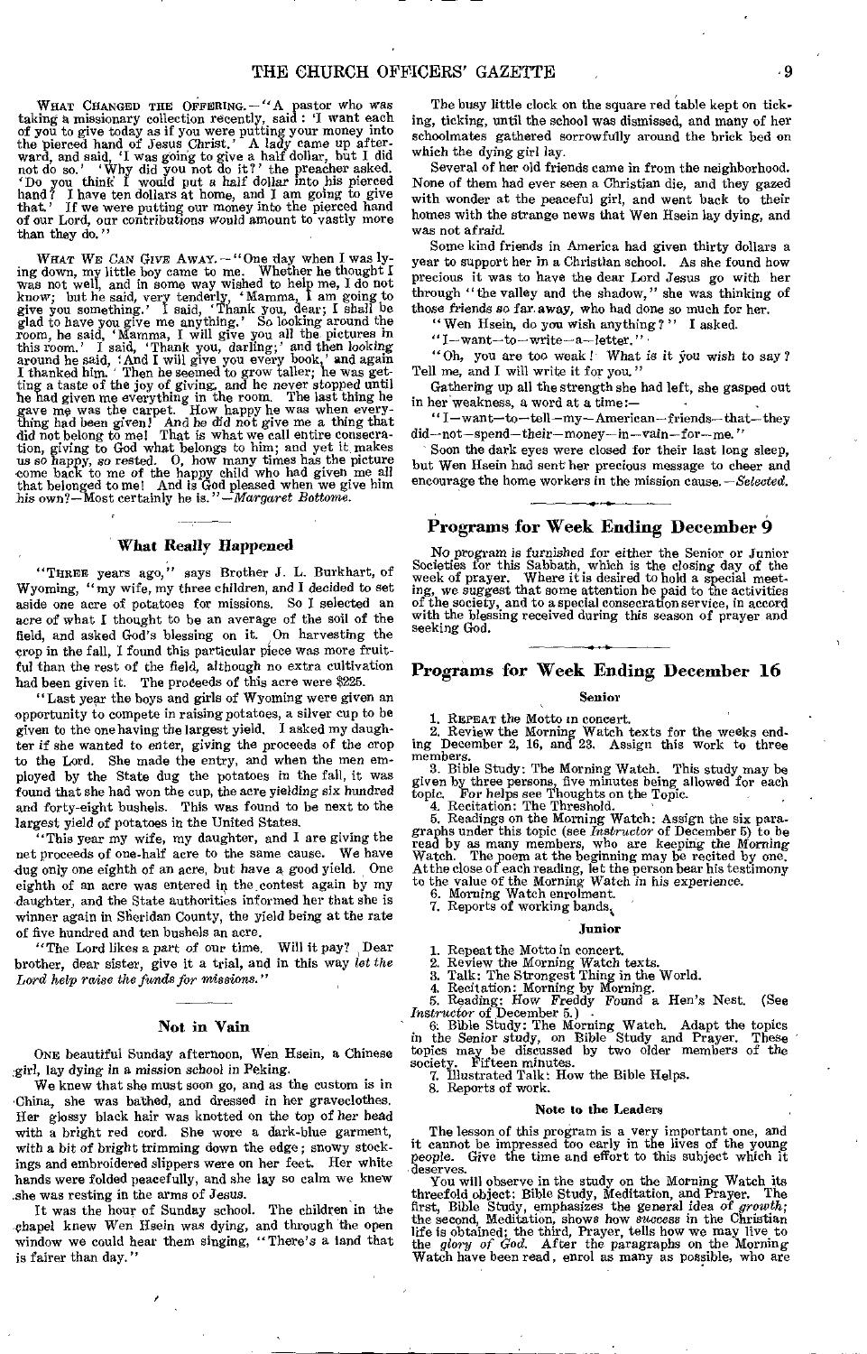WHAT CHANGED THE OFFERING.—"A pastor who was taking a missionary collection recently, said: 'I want each of you to give today as if you were putting your money into the pierced hand of Jesus Christ.' A lady came up afterward, and said, 'I was going to give a half dollar, but I did not do so.' 'Why did you not do it?' the preacher asked. 'Do you think I would put a half dollar into his pierced hand? I have ten dollars at home, and I am going to give that.' If we were putting our money into the pierced hand of our Lord, our contributions would amount to vastly more than they do."

WHAT WE CAN GIVE AWAY.—"One day when I was lying down, my little boy came to me. Whether he thought I was not well, and in some way wished to help me, I do not know; but he said, very tenderly, 'Mamma, I am going to give you something.' I said, 'Thank you, dear; I shall be glad to have you give me anything.' So looking around the room, he said, 'Mamma, I will give you all the pictures in this room.' I said, 'Thank you, darling;' and then looking around he said, 'And I will give you every book,' and again I thanked him. Then he seemed to grow taller; he was getting a taste of the joy of giving, and he never stopped until he had given me everything in the room. The last thing he gave me was the carpet. How happy he was when everything had been given! And he did not give me a thing that did not belong to me! That is what we call entire consecration, giving to God what belongs to him; and yet it makes us so happy, so rested. O, how many times has the picture come back to me of the happy child who had given me all that belonged to me! And is God pleased when we give him his own?—Most certainly he is."—*Margaret Bottome.*

## What Really Happened

"THREE years ago," says Brother J. L. Burkhart, of Wyoming, "my wife, my three children, and I decided to set aside one acre of potatoes for missions. So I selected an acre of what I thought to be an average of the soil of the field, and asked God's blessing on it. On harvesting the crop in the fall, I found this particular piece was more fruitful than the rest of the field, although no extra cultivation had been given it. The proceeds of this acre were $225.

"Last year the boys and girls of Wyoming were given an opportunity to compete in raising potatoes, a silver cup to be given to the one having the largest yield. I asked my daughter if she wanted to enter, giving the proceeds of the crop to the Lord. She made the entry, and when the men employed by the State dug the potatoes in the fall, it was found that she had won the cup, the acre yielding six hundred and forty-eight bushels. This was found to be next to the largest yield of potatoes in the United States.

"This year my wife, my daughter, and I are giving the net proceeds of one-half acre to the same cause. We have dug only one eighth of an acre, but have a good yield. One eighth of an acre was entered in the contest again by my daughter, and the State authorities informed her that she is winner again in Sheridan County, the yield being at the rate of five hundred and ten bushels an acre.

"The Lord likes a part of our time. Will it pay? Dear brother, dear sister, give it a trial, and in this way *let the Lord help raise the funds for missions.*"

## Not in Vain

ONE beautiful Sunday afternoon, Wen Hsein, a Chinese girl, lay dying in a mission school in Peking.

We knew that she must soon go, and as the custom is in China, she was bathed, and dressed in her graveclothes. Her glossy black hair was knotted on the top of her head with a bright red cord. She wore a dark-blue garment, with a bit of bright trimming down the edge; snowy stockings and embroidered slippers were on her feet. Her white hands were folded peacefully, and she lay so calm we knew she was resting in the arms of Jesus.

It was the hour of Sunday school. The children in the chapel knew Wen Hsein was dying, and through the open window we could hear them singing, "There's a land that is fairer than day."

The busy little clock on the square red table kept on ticking, ticking, until the school was dismissed, and many of her schoolmates gathered sorrowfully around the brick bed on which the dying girl lay.

Several of her old friends came in from the neighborhood. None of them had ever seen a Christian die, and they gazed with wonder at the peaceful girl, and went back to their homes with the strange news that Wen Hsein lay dying, and was not afraid.

Some kind friends in America had given thirty dollars a year to support her in a Christian school. As she found how precious it was to have the dear Lord Jesus go with her through "the valley and the shadow," she was thinking of those friends so far away, who had done so much for her.

"Wen Hsein, do you wish anything?" I asked.

"I—want—to—write—a—letter."

"Oh, you are too weak! What is it you wish to say? Tell me, and I will write it for you."

Gathering up all the strength she had left, she gasped out in her weakness, a word at a time:—

"I—want—to—tell—my—American—friends—that—they did—not—spend—their—money—in—vain—for—me."

Soon the dark eyes were closed for their last long sleep, but Wen Hsein had sent her precious message to cheer and encourage the home workers in the mission cause.—*Selected.*

## Programs for Week Ending December 9

No program is furnished for either the Senior or Junior Societies for this Sabbath, which is the closing day of the week of prayer. Where it is desired to hold a special meeting, we suggest that some attention be paid to the activities of the society, and to a special consecration service, in accord with the blessing received during this season of prayer and seeking God.

## Programs for Week Ending December 16

### Senior

1. REPEAT the Motto in concert.
2. Review the Morning Watch texts for the weeks ending December 2, 16, and 23. Assign this work to three members.
3. Bible Study: The Morning Watch. This study may be given by three persons, five minutes being allowed for each topic. For helps see Thoughts on the Topic.
4. Recitation: The Threshold.
5. Readings on the Morning Watch: Assign the six paragraphs under this topic (see *Instructor* of December 5) to be read by as many members, who are keeping the Morning Watch. The poem at the beginning may be recited by one. At the close of each reading, let the person bear his testimony to the value of the Morning Watch in his experience.
6. Morning Watch enrolment.
7. Reports of working bands.

### Junior

1. Repeat the Motto in concert.
2. Review the Morning Watch texts.
3. Talk: The Strongest Thing in the World.
4. Recitation: Morning by Morning.
5. Reading: How Freddy Found a Hen's Nest. (See *Instructor* of December 5.)
6. Bible Study: The Morning Watch. Adapt the topics in the Senior study, on Bible Study and Prayer. These topics may be discussed by two older members of the society. Fifteen minutes.
7. Illustrated Talk: How the Bible Helps.
8. Reports of work.

### Note to the Leaders

The lesson of this program is a very important one, and it cannot be impressed too early in the lives of the young people. Give the time and effort to this subject which it deserves.

You will observe in the study on the Morning Watch its threefold object: Bible Study, Meditation, and Prayer. The first, Bible Study, emphasizes the general idea of *growth;* the second, Meditation, shows how *success* in the Christian life is obtained; the third, Prayer, tells how we may live to the *glory of God.* After the paragraphs on the Morning Watch have been read, enrol as many as possible, who are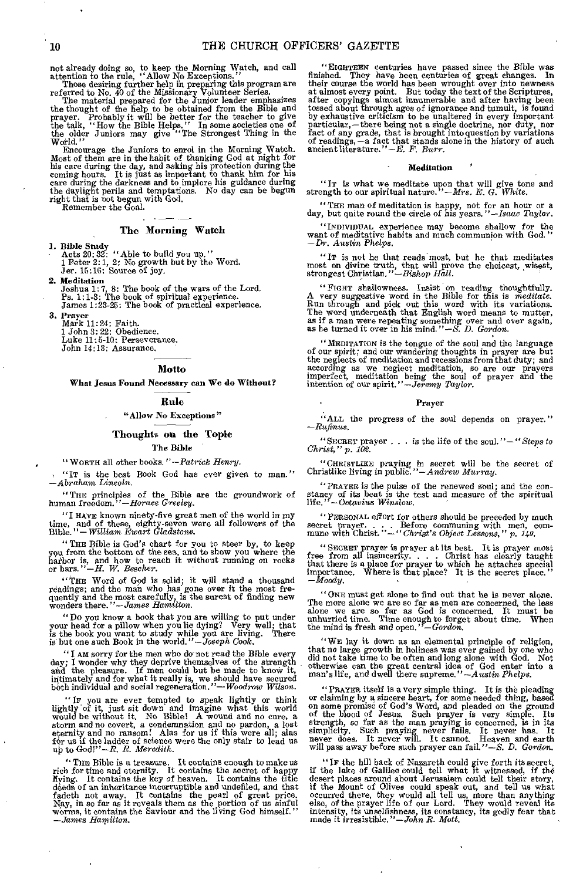not already doing so, to keep the Morning Watch, and call attention to the rule, "Allow No Exceptions."

Those desiring further help in preparing this program are referred to No. 40 of the Missionary Volunteer Series.

The material prepared for the Junior leader emphasizes the thought of the help to be obtained from the Bible and prayer. Probably it will be better for the teacher to give the talk, "How the Bible Helps." In some societies one of the older Juniors may give "The Strongest Thing in the World."

Encourage the Juniors to enrol in the Morning Watch. Most of them are in the habit of thanking God at night for his care during the day, and asking his protection during the coming hours. It is just as important to thank him for his care during the darkness and to implore his guidance during the daylight perils and temptations. No day can be begun right that is not begun with God.

Remember the Goal.

## The Morning Watch

1. **Bible Study**
   - Acts 20: 32: "Able to build you up."
   - 1 Peter 2: 1, 2: No growth but by the Word.
   - Jer. 15: 16: Source of joy.
2. **Meditation**
   - Joshua 1: 7, 8: The book of the wars of the Lord.
   - Ps. 1: 1-3: The book of spiritual experience.
   - James 1: 23-25: The book of practical experience.
3. **Prayer**
   - Mark 11: 24: Faith.
   - 1 John 3: 22: Obedience.
   - Luke 11: 5-10: Perseverance.
   - John 14: 13: Assurance.

## Motto

**What Jesus Found Necessary can We do Without?**

## Rule

**"Allow No Exceptions"**

## Thoughts on the Topic

### The Bible

"Worth all other books."—*Patrick Henry.*

"It is the best Book God has ever given to man."—*Abraham Lincoln.*

"The principles of the Bible are the groundwork of human freedom."—*Horace Greeley.*

"I have known ninety-five great men of the world in my time, and of these, eighty-seven were all followers of the Bible."—*William Ewart Gladstone.*

"The Bible is God's chart for you to steer by, to keep you from the bottom of the sea, and to show you where the harbor is, and how to reach it without running on rocks or bars."—*H. W. Beecher.*

"The Word of God is solid; it will stand a thousand readings; and the man who has gone over it the most frequently and the most carefully, is the surest of finding new wonders there."—*James Hamilton.*

"Do you know a book that you are willing to put under your head for a pillow when you lie dying? Very well; that is the book you want to study while you are living. There is but one such Book in the world."—*Joseph Cook.*

"I am sorry for the men who do not read the Bible every day; I wonder why they deprive themselves of the strength and the pleasure. If men could but be made to know it, intimately and for what it really is, we should have secured both individual and social regeneration."—*Woodrow Wilson.*

"If you are ever tempted to speak lightly or think lightly of it, just sit down and imagine what this world would be without it. No Bible! A wound and no cure, a storm and no covert, a condemnation and no pardon, a lost eternity and no ransom! Alas for us if this were all; alas for us if the ladder of science were the only stair to lead us up to God!"—*R. R. Meredith.*

"The Bible is a treasure. It contains enough to make us rich for time and eternity. It contains the secret of happy living. It contains the key of heaven. It contains the title deeds of an inheritance incorruptible and undefiled, and that fadeth not away. It contains the pearl of great price. Nay, in so far as it reveals them as the portion of us sinful worms, it contains the Saviour and the living God himself."—*James Hamilton.*

"Eighteen centuries have passed since the Bible was finished. They have been centuries of great changes. In their course the world has been wrought over into newness at almost every point. But today the text of the Scriptures, after copyings almost innumerable and after having been tossed about through ages of ignorance and tumult, is found by exhaustive criticism to be unaltered in every important particular,—there being not a single doctrine, nor duty, nor fact of any grade, that is brought into question by variations of readings,—a fact that stands alone in the history of such ancient literature."—*E. F. Burr.*

### Meditation

"It is what we meditate upon that will give tone and strength to our spiritual nature."—*Mrs. E. G. White.*

"The man of meditation is happy, not for an hour or a day, but quite round the circle of his years."—*Isaac Taylor.*

"Individual experience may become shallow for the want of meditative habits and much communion with God."—*Dr. Austin Phelps.*

"It is not he that reads most, but he that meditates most on divine truth, that will prove the choicest, wisest, strongest Christian."—*Bishop Hall.*

"Fight shallowness. Insist on reading thoughtfully. A very suggestive word in the Bible for this is *meditate.* Run through and pick out this word with its variations. The word underneath that English word means to mutter, as if a man were repeating something over and over again, as he turned it over in his mind."—*S. D. Gordon.*

"Meditation is the tongue of the soul and the language of our spirit; and our wandering thoughts in prayer are but the neglects of meditation and recessions from that duty; and according as we neglect meditation, so are our prayers imperfect, meditation being the soul of prayer and the intention of our spirit."—*Jeremy Taylor.*

### Prayer

"All the progress of the soul depends on prayer."—*Rufinus.*

"Secret prayer . . . is the life of the soul."—"*Steps to Christ,*" p. 102.

"Christlike praying in secret will be the secret of Christlike living in public."—*Andrew Murray.*

"Prayer is the pulse of the renewed soul; and the constancy of its beat is the test and measure of the spiritual life."—*Octavius Winslow.*

"Personal effort for others should be preceded by much secret prayer. . . . Before communing with men, commune with Christ."—"*Christ's Object Lessons,*" p. 149.

"Secret prayer is prayer at its best. It is prayer most free from all insincerity. . . . Christ has clearly taught that there is a place for prayer to which he attaches special importance. Where is that place? It is the secret place."—*Moody.*

"One must get alone to find out that he is never alone. The more alone we are so far as men are concerned, the less alone we are so far as God is concerned. It must be unhurried time. Time enough to forget about time. When the mind is fresh and open."—*Gordon.*

"We lay it down as an elemental principle of religion, that no large growth in holiness was ever gained by one who did not take time to be often and long alone with God. Not otherwise can the great central idea of God enter into a man's life, and dwell there supreme."—*Austin Phelps.*

"Prayer itself is a very simple thing. It is the pleading or claiming by a sincere heart, for some needed thing, based on some promise of God's Word, and pleaded on the ground of the blood of Jesus. Such prayer is very simple. Its strength, so far as the man praying is concerned, is in its simplicity. Such praying never fails. It never has. It never does. It never will. It cannot. Heaven and earth will pass away before such prayer can fail."—*S. D. Gordon.*

"If the hill back of Nazareth could give forth its secret, if the lake of Galilee could tell what it witnessed, if the desert places around about Jerusalem could tell their story, if the Mount of Olives could speak out, and tell us what occurred there, they would all tell us, more than anything else, of the prayer life of our Lord. They would reveal its intensity, its unselfishness, its constancy, its godly fear that made it irresistible."—*John R. Mott.*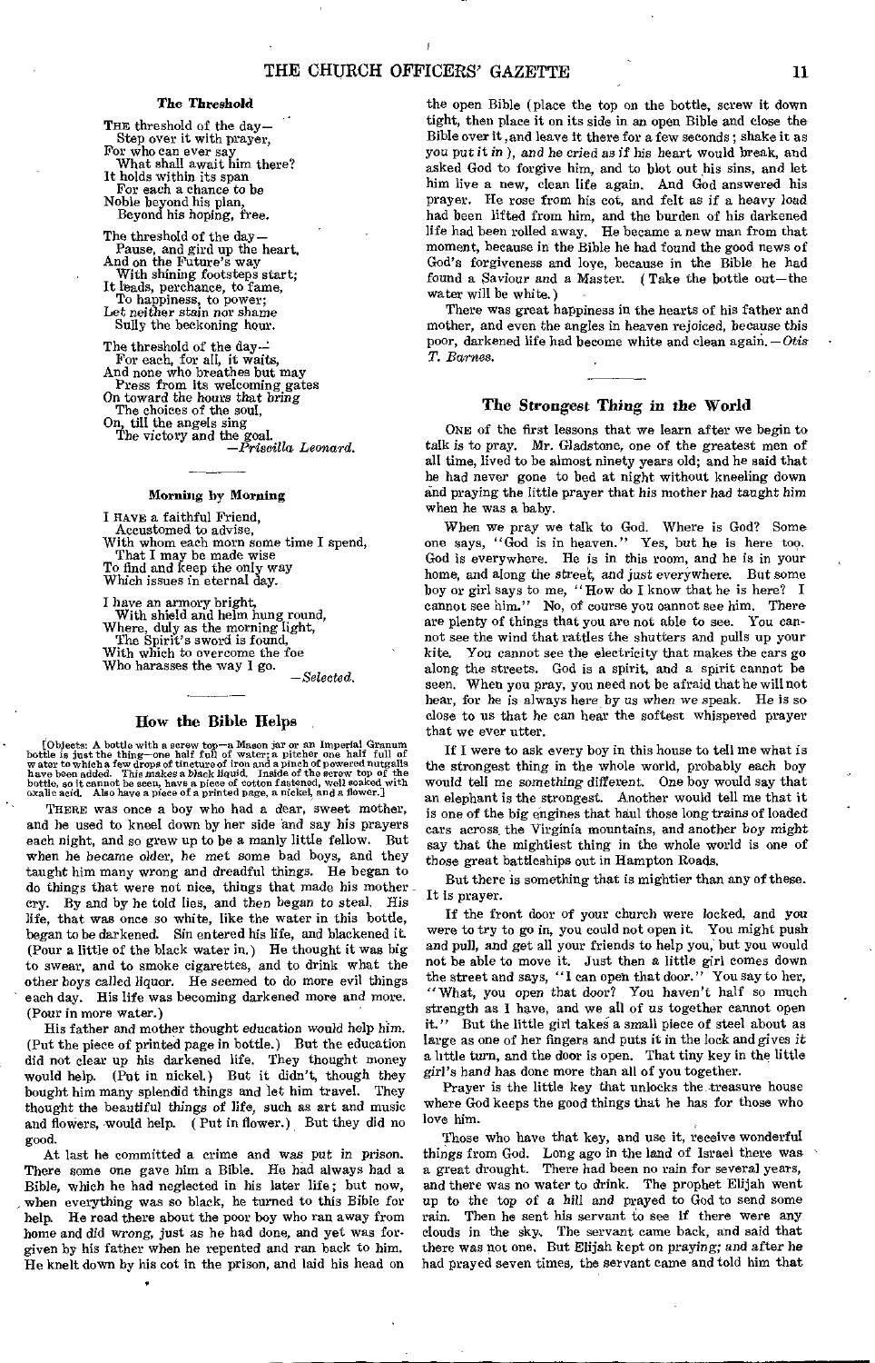### The Threshold

THE threshold of the day—
  Step over it with prayer,
For who can ever say
  What shall await him there?
It holds within its span
  For each a chance to be
Noble beyond his plan,
  Beyond his hoping, free.

The threshold of the day—
  Pause, and gird up the heart,
And on the Future's way
  With shining footsteps start;
It leads, perchance, to fame,
  To happiness, to power;
Let neither stain nor shame
  Sully the beckoning hour.

The threshold of the day—
  For each, for all, it waits,
And none who breathes but may
  Press from its welcoming gates
On toward the hours that bring
  The choices of the soul,
On, till the angels sing
  The victory and the goal.

—*Priscilla Leonard.*

### Morning by Morning

I HAVE a faithful Friend,
  Accustomed to advise,
With whom each morn some time I spend,
  That I may be made wise
To find and keep the only way
Which issues in eternal day.

I have an armory bright,
  With shield and helm hung round,
Where, duly as the morning light,
  The Spirit's sword is found,
With which to overcome the foe
Who harasses the way I go.

—*Selected.*

## How the Bible Helps

[Objects: A bottle with a screw top—a Mason jar or an Imperial Granum bottle is just the thing—one half full of water; a pitcher one half full of water to which a few drops of tincture of iron and a pinch of powered nutgalls have been added. This makes a black liquid. Inside of the screw top of the bottle, so it cannot be seen, have a piece of cotton fastened, well soaked with oxalic acid. Also have a piece of a printed page, a nickel, and a flower.]

THERE was once a boy who had a dear, sweet mother, and he used to kneel down by her side and say his prayers each night, and so grew up to be a manly little fellow. But when he became older, he met some bad boys, and they taught him many wrong and dreadful things. He began to do things that were not nice, things that made his mother cry. By and by he told lies, and then began to steal. His life, that was once so white, like the water in this bottle, began to be darkened. Sin entered his life, and blackened it. (Pour a little of the black water in.) He thought it was big to swear, and to smoke cigarettes, and to drink what the other boys called liquor. He seemed to do more evil things each day. His life was becoming darkened more and more. (Pour in more water.)

His father and mother thought education would help him. (Put the piece of printed page in bottle.) But the education did not clear up his darkened life. They thought money would help. (Put in nickel.) But it didn't, though they bought him many splendid things and let him travel. They thought the beautiful things of life, such as art and music and flowers, would help. (Put in flower.) But they did no good.

At last he committed a crime and was put in prison. There some one gave him a Bible. He had always had a Bible, which he had neglected in his later life; but now, when everything was so black, he turned to this Bible for help. He read there about the poor boy who ran away from home and did wrong, just as he had done, and yet was forgiven by his father when he repented and ran back to him. He knelt down by his cot in the prison, and laid his head on the open Bible (place the top on the bottle, screw it down tight, then place it on its side in an open Bible and close the Bible over it, and leave it there for a few seconds; shake it as you put it in), and he cried as if his heart would break, and asked God to forgive him, and to blot out his sins, and let him live a new, clean life again. And God answered his prayer. He rose from his cot, and felt as if a heavy load had been lifted from him, and the burden of his darkened life had been rolled away. He became a new man from that moment, because in the Bible he had found the good news of God's forgiveness and love, because in the Bible he had found a Saviour and a Master. (Take the bottle out—the water will be white.)

There was great happiness in the hearts of his father and mother, and even the angels in heaven rejoiced, because this poor, darkened life had become white and clean again.—*Otis T. Barnes.*

## The Strongest Thing in the World

ONE of the first lessons that we learn after we begin to talk is to pray. Mr. Gladstone, one of the greatest men of all time, lived to be almost ninety years old; and he said that he had never gone to bed at night without kneeling down and praying the little prayer that his mother had taught him when he was a baby.

When we pray we talk to God. Where is God? Some one says, "God is in heaven." Yes, but he is here too. God is everywhere. He is in this room, and he is in your home, and along the street, and just everywhere. But some boy or girl says to me, "How do I know that he is here? I cannot see him." No, of course you cannot see him. There are plenty of things that you are not able to see. You cannot see the wind that rattles the shutters and pulls up your kite. You cannot see the electricity that makes the cars go along the streets. God is a spirit, and a spirit cannot be seen. When you pray, you need not be afraid that he will not hear, for he is always here by us when we speak. He is so close to us that he can hear the softest whispered prayer that we ever utter.

If I were to ask every boy in this house to tell me what is the strongest thing in the whole world, probably each boy would tell me something different. One boy would say that an elephant is the strongest. Another would tell me that it is one of the big engines that haul those long trains of loaded cars across the Virginia mountains, and another boy might say that the mightiest thing in the whole world is one of those great battleships out in Hampton Roads.

But there is something that is mightier than any of these. It is prayer.

If the front door of your church were locked, and you were to try to go in, you could not open it. You might push and pull, and get all your friends to help you, but you would not be able to move it. Just then a little girl comes down the street and says, "I can open that door." You say to her, "What, you open that door? You haven't half so much strength as I have, and we all of us together cannot open it." But the little girl takes a small piece of steel about as large as one of her fingers and puts it in the lock and gives it a little turn, and the door is open. That tiny key in the little girl's hand has done more than all of you together.

Prayer is the little key that unlocks the treasure house where God keeps the good things that he has for those who love him.

Those who have that key, and use it, receive wonderful things from God. Long ago in the land of Israel there was a great drought. There had been no rain for several years, and there was no water to drink. The prophet Elijah went up to the top of a hill and prayed to God to send some rain. Then he sent his servant to see if there were any clouds in the sky. The servant came back, and said that there was not one. But Elijah kept on praying; and after he had prayed seven times, the servant came and told him that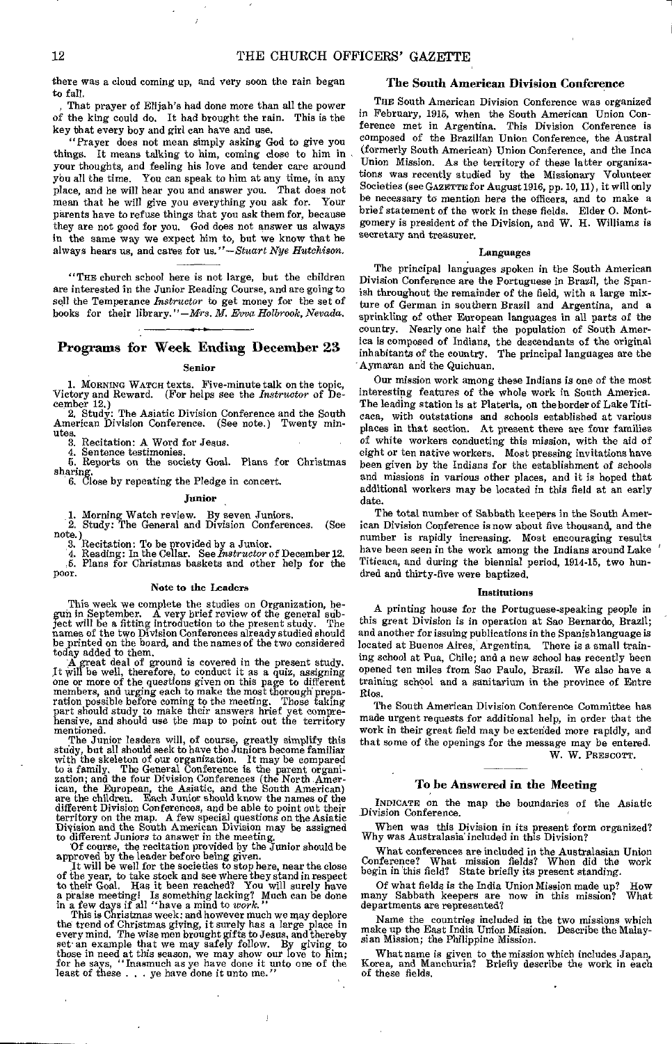there was a cloud coming up, and very soon the rain began to fall.

That prayer of Elijah's had done more than all the power of the king could do. It had brought the rain. This is the key that every boy and girl can have and use.

"Prayer does not mean simply asking God to give you things. It means talking to him, coming close to him in your thoughts, and feeling his love and tender care around you all the time. You can speak to him at any time, in any place, and he will hear you and answer you. That does not mean that he will give you everything you ask for. Your parents have to refuse things that you ask them for, because they are not good for you. God does not answer us always in the same way we expect him to, but we know that he always hears us, and cares for us."—*Stuart Nye Hutchison.*

---

"THE church school here is not large, but the children are interested in the Junior Reading Course, and are going to sell the Temperance *Instructor* to get money for the set of books for their library."—*Mrs. M. Evva Holbrook, Nevada.*

---

## Programs for Week Ending December 23

### Senior

1. MORNING WATCH texts. Five-minute talk on the topic, Victory and Reward. (For helps see the *Instructor* of December 12.)
2. Study: The Asiatic Division Conference and the South American Division Conference. (See note.) Twenty minutes.
3. Recitation: A Word for Jesus.
4. Sentence testimonies.
5. Reports on the society Goal. Plans for Christmas sharing.
6. Close by repeating the Pledge in concert.

### Junior

1. Morning Watch review. By seven Juniors.
2. Study: The General and Division Conferences. (See note.)
3. Recitation: To be provided by a Junior.
4. Reading: In the Cellar. See *Instructor* of December 12.
5. Plans for Christmas baskets and other help for the poor.

### Note to the Leaders

This week we complete the studies on Organization, begun in September. A very brief review of the general subject will be a fitting introduction to the present study. The names of the two Division Conferences already studied should be printed on the board, and the names of the two considered today added to them.

A great deal of ground is covered in the present study. It will be well, therefore, to conduct it as a quiz, assigning one or more of the questions given on this page to different members, and urging each to make the most thorough preparation possible before coming to the meeting. Those taking part should study to make their answers brief yet comprehensive, and should use the map to point out the territory mentioned.

The Junior leaders will, of course, greatly simplify this study, but all should seek to have the Juniors become familiar with the skeleton of our organization. It may be compared to a family. The General Conference is the parent organization; and the four Division Conferences (the North American, the European, the Asiatic, and the South American) are the children. Each Junior should know the names of the different Division Conferences, and be able to point out their territory on the map. A few special questions on the Asiatic Division and the South American Division may be assigned to different Juniors to answer in the meeting.

Of course, the recitation provided by the Junior should be approved by the leader before being given.

It will be well for the societies to stop here, near the close of the year, to take stock and see where they stand in respect to their Goal. Has it been reached? You will surely have a praise meeting! Is something lacking? Much can be done in a few days if all "have a mind to *work.*"

This is Christmas week: and however much we may deplore the trend of Christmas giving, it surely has a large place in every mind. The wise men brought gifts to Jesus, and thereby set an example that we may safely follow. By giving to those in need at this season, we may show our love to him; for he says, "Inasmuch as ye have done it unto one of the least of these . . . ye have done it unto me."

## The South American Division Conference

THE South American Division Conference was organized in February, 1915, when the South American Union Conference met in Argentina. This Division Conference is composed of the Brazilian Union Conference, the Austral (formerly South American) Union Conference, and the Inca Union Mission. As the territory of these latter organizations was recently studied by the Missionary Volunteer Societies (see GAZETTE for August 1916, pp. 10, 11), it will only be necessary to mention here the officers, and to make a brief statement of the work in these fields. Elder O. Montgomery is president of the Division, and W. H. Williams is secretary and treasurer.

### Languages

The principal languages spoken in the South American Division Conference are the Portuguese in Brazil, the Spanish throughout the remainder of the field, with a large mixture of German in southern Brazil and Argentina, and a sprinkling of other European languages in all parts of the country. Nearly one half the population of South America is composed of Indians, the descendants of the original inhabitants of the country. The principal languages are the Aymaran and the Quichuan.

Our mission work among these Indians is one of the most interesting features of the whole work in South America. The leading station is at Plateria, on the border of Lake Titicaca, with outstations and schools established at various places in that section. At present there are four families of white workers conducting this mission, with the aid of eight or ten native workers. Most pressing invitations have been given by the Indians for the establishment of schools and missions in various other places, and it is hoped that additional workers may be located in this field at an early date.

The total number of Sabbath keepers in the South American Division Conference is now about five thousand, and the number is rapidly increasing. Most encouraging results have been seen in the work among the Indians around Lake Titicaca, and during the biennial period, 1914-15, two hundred and thirty-five were baptized.

### Institutions

A printing house for the Portuguese-speaking people in this great Division is in operation at Sao Bernardo, Brazil; and another for issuing publications in the Spanish language is located at Buenos Aires, Argentina. There is a small training school at Pua, Chile; and a new school has recently been opened ten miles from Sao Paulo, Brazil. We also have a training school and a sanitarium in the province of Entre Rios.

The South American Division Conference Committee has made urgent requests for additional help, in order that the work in their great field may be extended more rapidly, and that some of the openings for the message may be entered.

W. W. PRESCOTT.

---

## To be Answered in the Meeting

INDICATE on the map the boundaries of the Asiatic Division Conference.

When was this Division in its present form organized? Why was Australasia included in this Division?

What conferences are included in the Australasian Union Conference? What mission fields? When did the work begin in this field? State briefly its present standing.

Of what fields is the India Union Mission made up? How many Sabbath keepers are now in this mission? What departments are represented?

Name the countries included in the two missions which make up the East India Union Mission. Describe the Malaysian Mission; the Philippine Mission.

What name is given to the mission which includes Japan, Korea, and Manchuria? Briefly describe the work in each of these fields.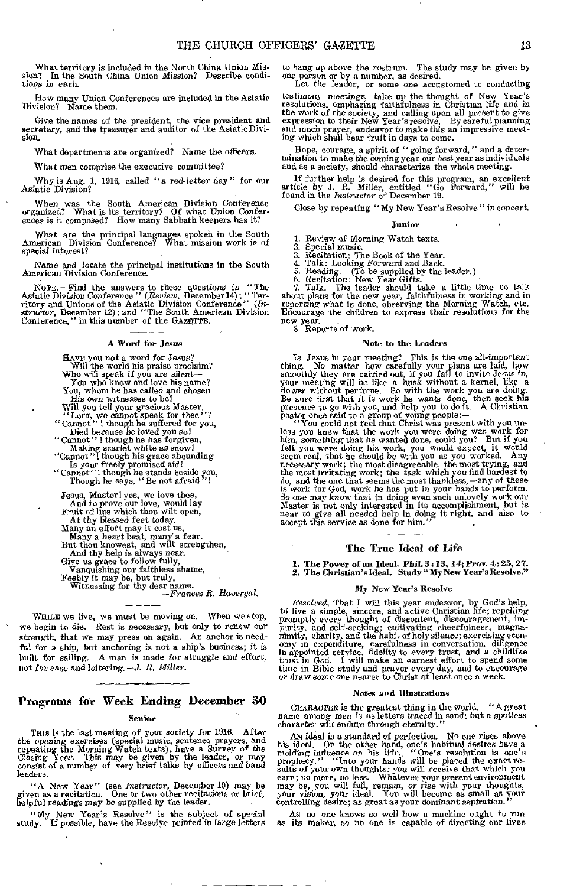What territory is included in the North China Union Mission? In the South China Union Mission? Describe conditions in each.

How many Union Conferences are included in the Asiatic Division? Name them.

Give the names of the president, the vice president and secretary, and the treasurer and auditor of the Asiatic Division.

What departments are organized? Name the officers.

What men comprise the executive committee?

Why is Aug. 1, 1916, called "a red-letter day" for our Asiatic Division?

When was the South American Division Conference organized? What is its territory? Of what Union Conferences is it composed? How many Sabbath keepers has it?

What are the principal languages spoken in the South American Division Conference? What mission work is of special interest?

Name and locate the principal institutions in the South American Division Conference.

NOTE.—Find the answers to these questions in "The Asiatic Division Conference" (*Review*, December 14); "Territory and Unions of the Asiatic Division Conference" (*Instructor*, December 12); and "The South American Division Conference," in this number of the GAZETTE.

### A Word for Jesus

HAVE you not a word for Jesus?
Will the world his praise proclaim?
Who will speak if you are silent—
You who know and love his name?
You, whom he has called and chosen
His own witnesses to be?
Will you tell your gracious Master,
"Lord, we cannot speak for thee"?
"Cannot"! though he suffered for you,
Died because he loved you so!
"Cannot"! though he has forgiven,
Making scarlet white as snow!
"Cannot"! though his grace abounding
Is your freely promised aid!
"Cannot"! though he stands beside you,
Though he says, "Be not afraid"!

Jesus, Master! yes, we love thee,
And to prove our love, would lay
Fruit of lips which thou wilt open,
At thy blessed feet today.
Many an effort may it cost us,
Many a heart beat, many a fear,
But thou knowest, and wilt strengthen,
And thy help is always near.
Give us grace to follow fully,
Vanquishing our faithless shame,
Feebly it may be, but truly,
Witnessing for thy dear name.
—*Frances R. Havergal.*

WHILE we live, we must be moving on. When we stop, we begin to die. Rest is necessary, but only to renew our strength, that we may press on again. An anchor is needful for a ship, but anchoring is not a ship's business; it is built for sailing. A man is made for struggle and effort, not for ease and loitering.—*J. R. Miller.*

## Programs for Week Ending December 30

### Senior

THIS is the last meeting of your society for 1916. After the opening exercises (special music, sentence prayers, and repeating the Morning Watch texts), have a Survey of the Closing Year. This may be given by the leader, or may consist of a number of very brief talks by officers and band leaders.

"A New Year" (see *Instructor*, December 19) may be given as a recitation. One or two other recitations or brief, helpful readings may be supplied by the leader.

"My New Year's Resolve" is the subject of special study. If possible, have the Resolve printed in large letters to hang up above the rostrum. The study may be given by one person or by a number, as desired.

Let the leader, or some one accustomed to conducting testimony meetings, take up the thought of New Year's resolutions, emphazing faithfulness in Christian life and in the work of the society, and calling upon all present to give expression to their New Year's resolve. By careful planning and much prayer, endeavor to make this an impressive meeting which shall bear fruit in days to come.

Hope, courage, a spirit of "going forward," and a determination to make the coming year our best year as individuals and as a society, should characterize the whole meeting.

If further help is desired for this program, an excellent article by J. R. Miller, entitled "Go Forward," will be found in the *Instructor* of December 19.

Close by repeating "My New Year's Resolve" in concert.

### Junior

1. Review of Morning Watch texts.
2. Special music.
3. Recitation: The Book of the Year.
4. Talk: Looking Forward and Back.
5. Reading. (To be supplied by the leader.)
6. Recitation: New Year Gifts.
7. Talk. The leader should take a little time to talk about plans for the new year, faithfulness in working and in reporting what is done, observing the Morning Watch, etc. Encourage the children to express their resolutions for the new year.
8. Reports of work.

### Note to the Leaders

Is Jesus in your meeting? This is the one all-important thing. No matter how carefully your plans are laid, how smoothly they are carried out, if you fail to invite Jesus in, your meeting will be like a husk without a kernel, like a flower without perfume. So with the work you are doing. Be sure first that it is work he wants done, then seek his presence to go with you, and help you to do it. A Christian pastor once said to a group of young people:—

"You could not feel that Christ was present with you unless you knew that the work you were doing was work for him, something that he wanted done, could you? But if you felt you were doing his work, you would expect, it would seem real, that he should be with you as you worked. Any necessary work; the most disagreeable, the most trying, and the most irritating work; the task which you find hardest to do, and the one that seems the most thankless,—any of these is work for God, work he has put in your hands to perform. So one may know that in doing even such unlovely work our Master is not only interested in its accomplishment, but is near to give all needed help in doing it right, and also to accept this service as done for him."

## The True Ideal of Life

**1. The Power of an Ideal. Phil. 3:13, 14; Prov. 4:25, 27.**
**2. The Christian's Ideal. Study "My New Year's Resolve."**

### My New Year's Resolve

*Resolved,* That I will this year endeavor, by God's help, to live a simple, sincere, and active Christian life; repelling promptly every thought of discontent, discouragement, impurity, and self-seeking; cultivating cheerfulness, magnanimity, charity, and the habit of holy silence; exercising economy in expenditure, carefulness in conversation, diligence in appointed service, fidelity to every trust, and a childlike trust in God. I will make an earnest effort to spend some time in Bible study and prayer every day, and to encourage or draw some one nearer to Christ at least once a week.

### Notes and Illustrations

CHARACTER is the greatest thing in the world. "A great name among men is as letters traced in sand; but a spotless character will endure through eternity."

AN ideal is a standard of perfection. No one rises above his ideal. On the other hand, one's habitual desires have a molding influence on his life. "One's resolution is one's prophecy." "Into your hands will be placed the exact results of your own thoughts: you will receive that which you earn; no more, no less. Whatever your present environment may be, you will fall, remain, or rise with your thoughts, your vision, your ideal. You will become as small as your controlling desire; as great as your dominant aspiration."

As no one knows so well how a machine ought to run as its maker, so no one is capable of directing our lives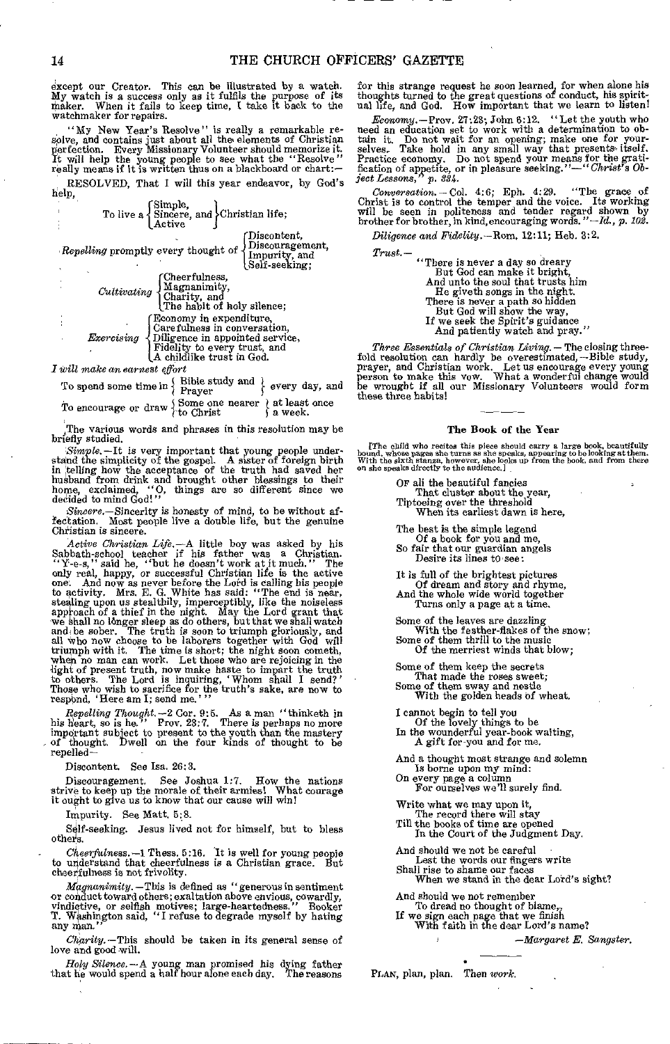except our Creator. This can be illustrated by a watch. My watch is a success only as it fulfils the purpose of its maker. When it fails to keep time, I take it back to the watchmaker for repairs.

"My New Year's Resolve" is really a remarkable resolve, and contains just about all the elements of Christian perfection. Every Missionary Volunteer should memorize it. It will help the young people to see what the "Resolve" really means if it is written thus on a blackboard or chart:—

RESOLVED, That I will this year endeavor, by God's help,

To live a { Simple, Sincere, and Active } Christian life;

*Repelling* promptly every thought of { Discontent, Discouragement, Impurity, and Self-seeking;

*Cultivating* { Cheerfulness, Magnanimity, Charity, and The habit of holy silence;

*Exercising* { Economy in expenditure, Carefulness in conversation, Diligence in appointed service, Fidelity to every trust, and A childlike trust in God.

*I will make an earnest effort*

To spend some time in { Bible study and Prayer } every day, and

To encourage or draw { Some one nearer to Christ } at least once a week.

The various words and phrases in this resolution may be briefly studied.

*Simple.*—It is very important that young people understand the simplicity of the gospel. A sister of foreign birth in telling how the acceptance of the truth had saved her husband from drink and brought other blessings to their home, exclaimed, "O, things are so different since we decided to mind God!"

*Sincere.*—Sincerity is honesty of mind, to be without affectation. Most people live a double life, but the genuine Christian is sincere.

*Active Christian Life.*—A little boy was asked by his Sabbath-school teacher if his father was a Christian. "Y-e-s," said he, "but he doesn't work at it much." The only real, happy, or successful Christian life is the active one. And now as never before the Lord is calling his people to activity. Mrs. E. G. White has said: "The end is near, stealing upon us stealthily, imperceptibly, like the noiseless approach of a thief in the night. May the Lord grant that we shall no longer sleep as do others, but that we shall watch and be sober. The truth is soon to triumph gloriously, and all who now choose to be laborers together with God will triumph with it. The time is short; the night soon cometh, when no man can work. Let those who are rejoicing in the light of present truth, now make haste to impart the truth to others. The Lord is inquiring, 'Whom shall I send?' Those who wish to sacrifice for the truth's sake, are now to respond, 'Here am I; send me.'"

*Repelling Thought.*—2 Cor. 9:5. As a man "thinketh in his heart, so is he." Prov. 23:7. There is perhaps no more important subject to present to the youth than the mastery of thought. Dwell on the four kinds of thought to be repelled—

Discontent. See Isa. 26:3.

Discouragement. See Joshua 1:7. How the nations strive to keep up the morale of their armies! What courage it ought to give us to know that our cause will win!

Impurity. See Matt. 5:8.

Self-seeking. Jesus lived not for himself, but to bless others.

*Cheerfulness.*—1 Thess. 5:16. It is well for young people to understand that cheerfulness is a Christian grace. But cheerfulness is not frivolity.

*Magnanimity.*—This is defined as "generous in sentiment or conduct toward others; exaltation above envious, cowardly, vindictive, or selfish motives; large-heartedness." Booker T. Washington said, "I refuse to degrade myself by hating any man."

*Charity.*—This should be taken in its general sense of love and good will.

*Holy Silence.*—A young man promised his dying father that he would spend a half hour alone each day. The reasons for this strange request he soon learned, for when alone his thoughts turned to the great questions of conduct, his spiritual life, and God. How important that we learn to listen!

*Economy.*—Prov. 27:23; John 6:12. "Let the youth who need an education set to work with a determination to obtain it. Do not wait for an opening; make one for yourselves. Take hold in any small way that presents itself. Practice economy. Do not spend your means for the gratification of appetite, or in pleasure seeking."—"*Christ's Object Lessons*," p. 334.

*Conversation.*—Col. 4:6; Eph. 4:29. "The grace of Christ is to control the temper and the voice. Its working will be seen in politeness and tender regard shown by brother for brother, in kind, encouraging words."—*Id.*, p. 102.

*Diligence and Fidelity.*—Rom. 12:11; Heb. 3:2.

*Trust.*—

"There is never a day so dreary
But God can make it bright,
And unto the soul that trusts him
He giveth songs in the night.
There is never a path so hidden
But God will show the way,
If we seek the Spirit's guidance
And patiently watch and pray."

*Three Essentials of Christian Living.*—The closing threefold resolution can hardly be overestimated,—Bible study, prayer, and Christian work. Let us encourage every young person to make this vow. What a wonderful change would be wrought if all our Missionary Volunteers would form these three habits!

### The Book of the Year

[The child who recites this piece should carry a large book, beautifully bound, whose pages she turns as she speaks, appearing to be looking at them. With the sixth stanza, however, she looks up from the book, and from there on she speaks directly to the audience.]

Of all the beautiful fancies
That cluster about the year,
Tiptoeing over the threshold
When its earliest dawn is here,

The best is the simple legend
Of a book for you and me,
So fair that our guardian angels
Desire its lines to see:

It is full of the brightest pictures
Of dream and story and rhyme,
And the whole wide world together
Turns only a page at a time.

Some of the leaves are dazzling
With the feather-flakes of the snow;
Some of them thrill to the music
Of the merriest winds that blow;

Some of them keep the secrets
That made the roses sweet;
Some of them sway and nestle
With the golden heads of wheat.

I cannot begin to tell you
Of the lovely things to be
In the wounderful year-book waiting,
A gift for you and for me.

And a thought most strange and solemn
Is borne upon my mind:
On every page a column
For ourselves we'll surely find.

Write what we may upon it,
The record there will stay
Till the books of time are opened
In the Court of the Judgment Day.

And should we not be careful
Lest the words our fingers write
Shall rise to shame our faces
When we stand in the dear Lord's sight?

And should we not remember
To dread no thought of blame,
If we sign each page that we finish
With faith in the dear Lord's name?

—*Margaret E. Sangster.*

Plan, plan, plan. Then *work.*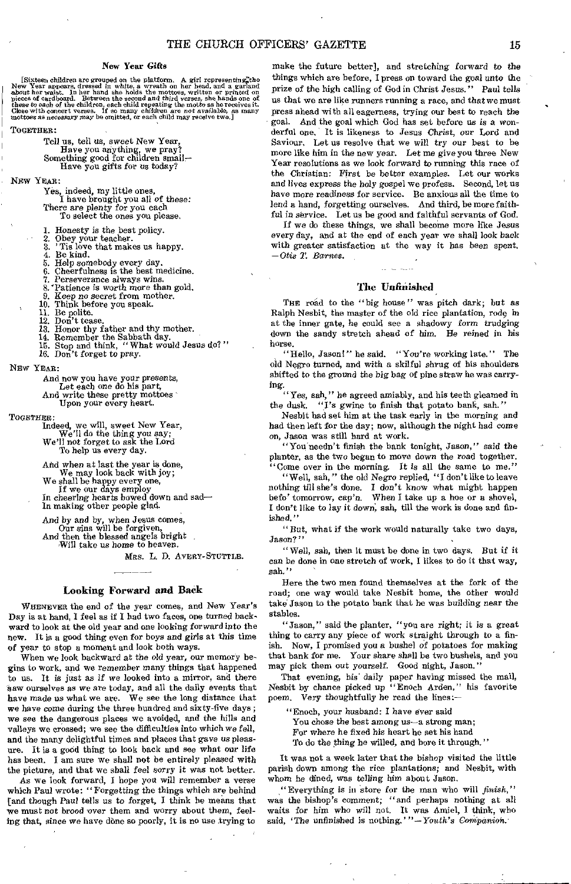### New Year Gifts

[Sixteen children are grouped on the platform. A girl representing the New Year appears, dressed in white, a wreath on her head, and a garland about her waist. In her hand she holds the mottoes, written or printed on pieces of cardboard. Between the second and third verses, she hands one of these to each of the children, each child repeating the motto as he receives it. Close with concert verses. If so many children are not available, as many mottoes as necessary may be omitted, or each child may receive two.]

TOGETHER:

> Tell us, tell us, sweet New Year,
> Have you anything, we pray?
> Something good for children small—
> Have you gifts for us today?

NEW YEAR:

> Yes, indeed, my little ones,
> I have brought you all of these:
> There are plenty for you each
> To select the ones you please.

1. Honesty is the best policy.
2. Obey your teacher.
3. 'Tis love that makes us happy.
4. Be kind.
5. Help somebody every day.
6. Cheerfulness is the best medicine.
7. Perseverance always wins.
8. Patience is worth more than gold.
9. Keep no secret from mother.
10. Think before you speak.
11. Be polite.
12. Don't tease.
13. Honor thy father and thy mother.
14. Remember the Sabbath day.
15. Stop and think, "What would Jesus do?"
16. Don't forget to pray.

NEW YEAR:

> And now you have your presents,
> Let each one do his part,
> And write these pretty mottoes
> Upon your every heart.

TOGETHER:

> Indeed, we will, sweet New Year,
> We'll do the thing you say;
> We'll not forget to ask the Lord
> To help us every day.
>
> And when at last the year is done,
> We may look back with joy;
> We shall be happy every one,
> If we our days employ
> In cheering hearts bowed down and sad—
> In making other people glad.
>
> And by and by, when Jesus comes,
> Our sins will be forgiven,
> And then the blessed angels bright
> Will take us home to heaven.

MRS. L. D. AVERY-STUTTLE.

### Looking Forward and Back

WHENEVER the end of the year comes, and New Year's Day is at hand, I feel as if I had two faces, one turned backward to look at the old year and one looking forward into the new. It is a good thing even for boys and girls at this time of year to stop a moment and look both ways.

When we look backward at the old year, our memory begins to work, and we remember many things that happened to us. It is just as if we looked into a mirror, and there saw ourselves as we are today, and all the daily events that have made us what we are. We see the long distance that we have come during the three hundred and sixty-five days; we see the dangerous places we avoided, and the hills and valleys we crossed; we see the difficulties into which we fell, and the many delightful times and places that gave us pleasure. It is a good thing to look back and see what our life has been. I am sure we shall not be entirely pleased with the picture, and that we shall feel sorry it was not better.

As we look forward, I hope you will remember a verse which Paul wrote: "Forgetting the things which are behind [and though Paul tells us to forget, I think he means that we must not brood over them and worry about them, feeling that, since we have done so poorly, it is no use trying to make the future better], and stretching forward to the things which are before, I press on toward the goal unto the prize of the high calling of God in Christ Jesus." Paul tells us that we are like runners running a race, and that we must press ahead with all eagerness, trying our best to reach the goal. And the goal which God has set before us is a wonderful one. It is likeness to Jesus Christ, our Lord and Saviour. Let us resolve that we will try our best to be more like him in the new year. Let me give you three New Year resolutions as we look forward to running this race of the Christian: First be better examples. Let our works and lives express the holy gospel we profess. Second, let us have more readiness for service. Be anxious all the time to lend a hand, forgetting ourselves. And third, be more faithful in service. Let us be good and faithful servants of God.

If we do these things, we shall become more like Jesus every day, and at the end of each year we shall look back with greater satisfaction at the way it has been spent. —*Otis T. Barnes.*

### The Unfinished

THE road to the "big house" was pitch dark; but as Ralph Nesbit, the master of the old rice plantation, rode in at the inner gate, he could see a shadowy form trudging down the sandy stretch ahead of him. He reined in his horse.

"Hello, Jason!" he said. "You're working late." The old Negro turned, and with a skilful shrug of his shoulders shifted to the ground the big bag of pine straw he was carrying.

"Yes, sah," he agreed amiably, and his teeth gleamed in the dusk. "I's gwine to finish that potato bank, sah."

Nesbit had set him at the task early in the morning and had then left for the day; now, although the night had come on, Jason was still hard at work.

"You needn't finish the bank tonight, Jason," said the planter, as the two began to move down the road together. "Come over in the morning. It is all the same to me."

"Well, sah," the old Negro replied, "I don't like to leave nothing till she's done. I don't know what might happen befo' tomorrow, cap'n. When I take up a hoe or a shovel, I don't like to lay it down, sah, till the work is done and finished."

"But, what if the work would naturally take two days, Jason?"

"Well, sah, then it must be done in two days. But if it can be done in one stretch of work, I likes to do it that way, sah."

Here the two men found themselves at the fork of the road; one way would take Nesbit home, the other would take Jason to the potato bank that he was building near the stables.

"Jason," said the planter, "you are right; it is a great thing to carry any piece of work straight through to a finish. Now, I promised you a bushel of potatoes for making that bank for me. Your share shall be two bushels, and you may pick them out yourself. Good night, Jason."

That evening, his daily paper having missed the mail, Nesbit by chance picked up "Enoch Arden," his favorite poem. Very thoughtfully he read the lines:—

> "Enoch, your husband: I have ever said
> You chose the best among us—a strong man;
> For where he fixed his heart he set his hand
> To do the thing he willed, and bore it through."

It was not a week later that the bishop visited the little parish down among the rice plantations; and Nesbit, with whom he dined, was telling him about Jason.

"Everything is in store for the man who will *finish*," was the bishop's comment; "and perhaps nothing at all waits for him who will not. It was Amiel, I think, who said, 'The unfinished is nothing.'" —*Youth's Companion.*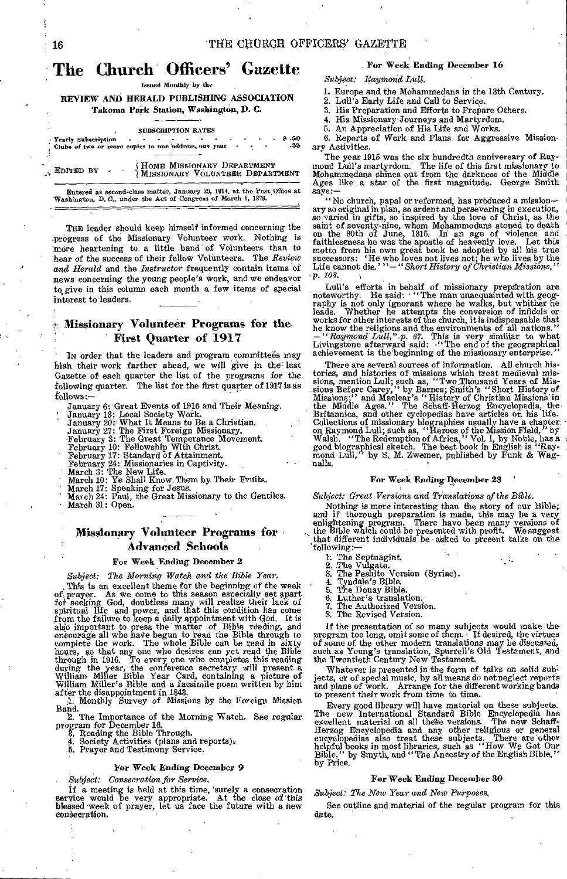# The Church Officers' Gazette

Issued Monthly by the

**REVIEW AND HERALD PUBLISHING ASSOCIATION**

Takoma Park Station, Washington, D. C.

SUBSCRIPTION RATES

| | |
|---|---|
| Yearly Subscription | $ .50 |
| Clubs of two or more copies to one address, one year | .35 |

EDITED BY — HOME MISSIONARY DEPARTMENT / MISSIONARY VOLUNTEER DEPARTMENT

Entered as second-class matter, January 20, 1914, at the Post Office at Washington, D. C., under the Act of Congress of March 3, 1879.

---

THE leader should keep himself informed concerning the progress of the Missionary Volunteer work. Nothing is more heartening to a little band of Volunteers than to hear of the success of their fellow Volunteers. The *Review and Herald* and the *Instructor* frequently contain items of news concerning the young people's work, and we endeavor to give in this column each month a few items of special interest to leaders.

## Missionary Volunteer Programs for the First Quarter of 1917

IN order that the leaders and program committees may plan their work farther ahead, we will give in the last Gazette of each quarter the list of the programs for the following quarter. The list for the first quarter of 1917 is as follows:—

January 6: Great Events of 1916 and Their Meaning.
January 13: Local Society Work.
January 20: What It Means to Be a Christian.
January 27: The First Foreign Missionary.
February 3: The Great Temperance Movement.
February 10: Fellowship With Christ.
February 17: Standard of Attainment.
February 24: Missionaries in Captivity.
March 3: The New Life.
March 10: Ye Shall Know Them by Their Fruits.
March 17: Speaking for Jesus.
March 24: Paul, the Great Missionary to the Gentiles.
March 31: Open.

## Missionary Volunteer Programs for Advanced Schools

### For Week Ending December 2

*Subject: The Morning Watch and the Bible Year.*

This is an excellent theme for the beginning of the week of prayer. As we come to this season especially set apart for seeking God, doubtless many will realize their lack of spiritual life and power, and that this condition has come from the failure to keep a daily appointment with God. It is also important to press the matter of Bible reading, and encourage all who have begun to read the Bible through to complete the work. The whole Bible can be read in sixty hours, so that any one who desires can yet read the Bible through in 1916. To every one who completes this reading during the year, the conference secretary will present a William Miller Bible Year Card, containing a picture of William Miller's Bible and a facsimile poem written by him after the disappointment in 1843.

1. Monthly Survey of Missions by the Foreign Mission Band.
2. The Importance of the Morning Watch. See regular program for December 16.
3. Reading the Bible Through.
4. Society Activities (plans and reports).
5. Prayer and Testimony Service.

### For Week Ending December 9

*Subject: Consecration for Service.*

If a meeting is held at this time, surely a consecration service would be very appropriate. At the close of this blessed week of prayer, let us face the future with a new consecration.

### For Week Ending December 16

*Subject: Raymond Lull.*

1. Europe and the Mohammedans in the 13th Century.
2. Lull's Early Life and Call to Service.
3. His Preparation and Efforts to Prepare Others.
4. His Missionary Journeys and Martyrdom.
5. An Appreciation of His Life and Works.
6. Reports of Work and Plans for Aggressive Missionary Activities.

The year 1915 was the six hundredth anniversary of Raymond Lull's martyrdom. The life of this first missionary to Mohammedans shines out from the darkness of the Middle Ages like a star of the first magnitude. George Smith says:—

"No church, papal or reformed, has produced a missionary so original in plan, so ardent and persevering in execution, so varied in gifts, so inspired by the love of Christ, as the saint of seventy-nine, whom Mohammedans stoned to death on the 30th of June, 1315. In an age of violence and faithlessness he was the apostle of heavenly love. Let this motto from his own great book be adopted by all his true successors: 'He who loves not lives not; he who lives by the Life cannot die.'"—"*Short History of Christian Missions,*" *p. 108.*

Lull's efforts in behalf of missionary preparation are noteworthy. He said: "The man unacquainted with geography is not only ignorant where he walks, but whither he leads. Whether he attempts the conversion of infidels or works for other interests of the church, it is indispensable that he know the religions and the environments of all nations."—"*Raymond Lull,*" *p. 67.* This is very similiar to what Livingstone afterward said: "The end of the geographical achievement is the beginning of the missionary enterprise."

There are several sources of information. All church histories, and histories of missions which treat medieval missions, mention Lull; such as, "Two Thousand Years of Missions Before Carey," by Barnes; Smith's "Short History of Missions;" and Maclear's "History of Christian Missions in the Middle Ages." The Schaff-Herzog Encyclopedia, the Britannica, and other cyclopedias have articles on his life. Collections of missionary biographies usually have a chapter on Raymond Lull; such as, "Heroes of the Mission Field," by Walsh. "The Redemption of Africa," Vol. I, by Noble, has a good biographical sketch. The best book in English is "Raymond Lull," by S. M. Zwemer, published by Funk & Wagnalls.

### For Week Ending December 23

*Subject: Great Versions and Translations of the Bible.*

Nothing is more interesting than the story of our Bible; and if thorough preparation is made, this may be a very enlightening program. There have been many versions of the Bible which could be presented with profit. We suggest that different individuals be asked to present talks on the following:—

1. The Septuagint.
2. The Vulgate.
3. The Peshito Version (Syriac).
4. Tyndale's Bible.
5. The Douay Bible.
6. Luther's translation.
7. The Authorized Version.
8. The Revised Version.

If the presentation of so many subjects would make the program too long, omit some of them. If desired, the virtues of some of the other modern translations may be discussed, such as Young's translation, Spurrell's Old Testament, and the Twentieth Century New Testament.

Whatever is presented in the form of talks on solid subjects, or of special music, by all means do not neglect reports and plans of work. Arrange for the different working bands to present their work from time to time.

Every good library will have material on these subjects. The new International Standard Bible Encyclopedia has excellent material on all these versions. The new Schaff-Herzog Encyclopedia and any other religious or general encyclopedias also treat these subjects. There are other helpful books in most libraries, such as "How We Got Our Bible," by Smyth, and "The Ancestry of the English Bible," by Price.

### For Week Ending December 30

*Subject: The New Year and New Purposes.*

See outline and material of the regular program for this date.